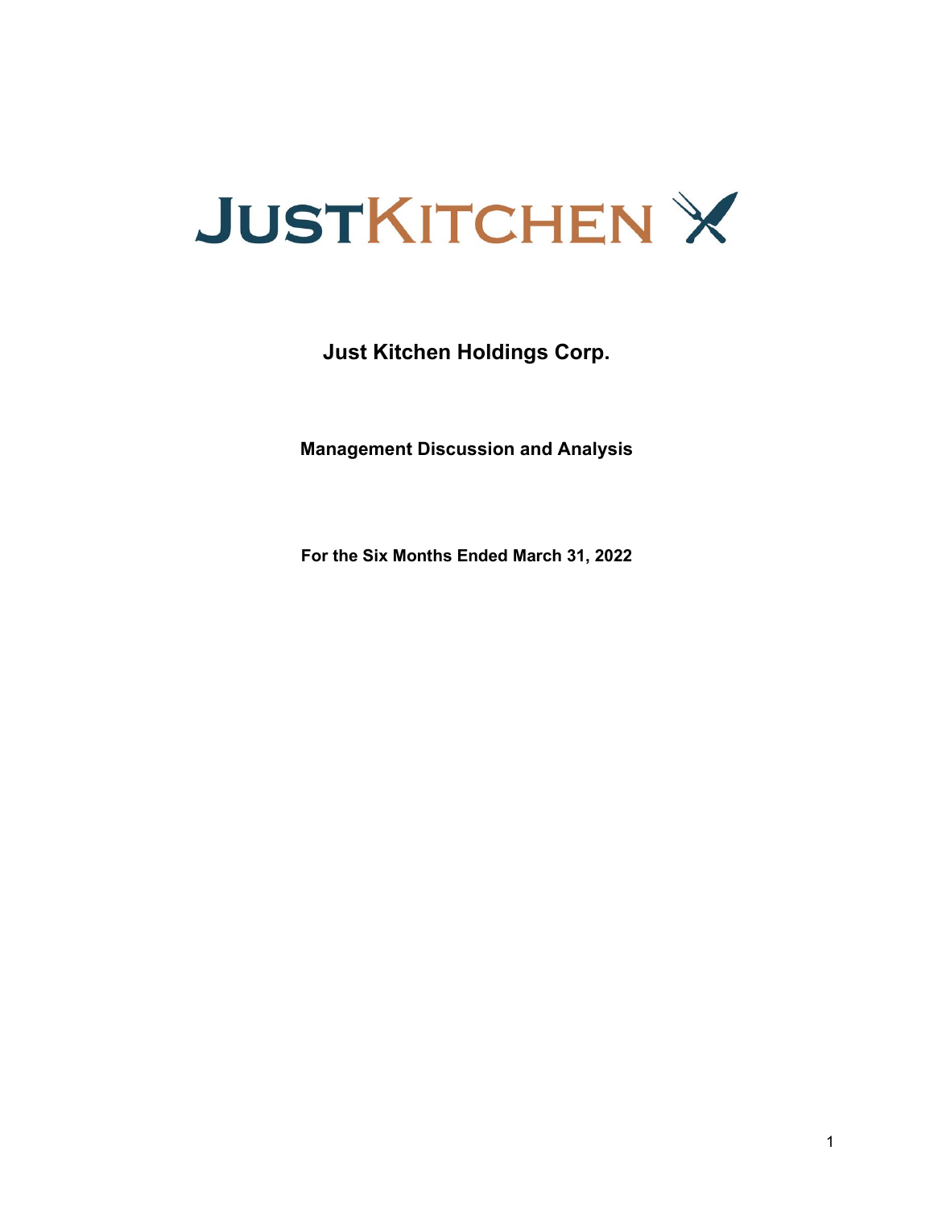# JUSTKITCHEN

## Just Kitchen Holdings Corp.

### Management Discussion and Analysis

**For the Six Months Ended March 31, 2022**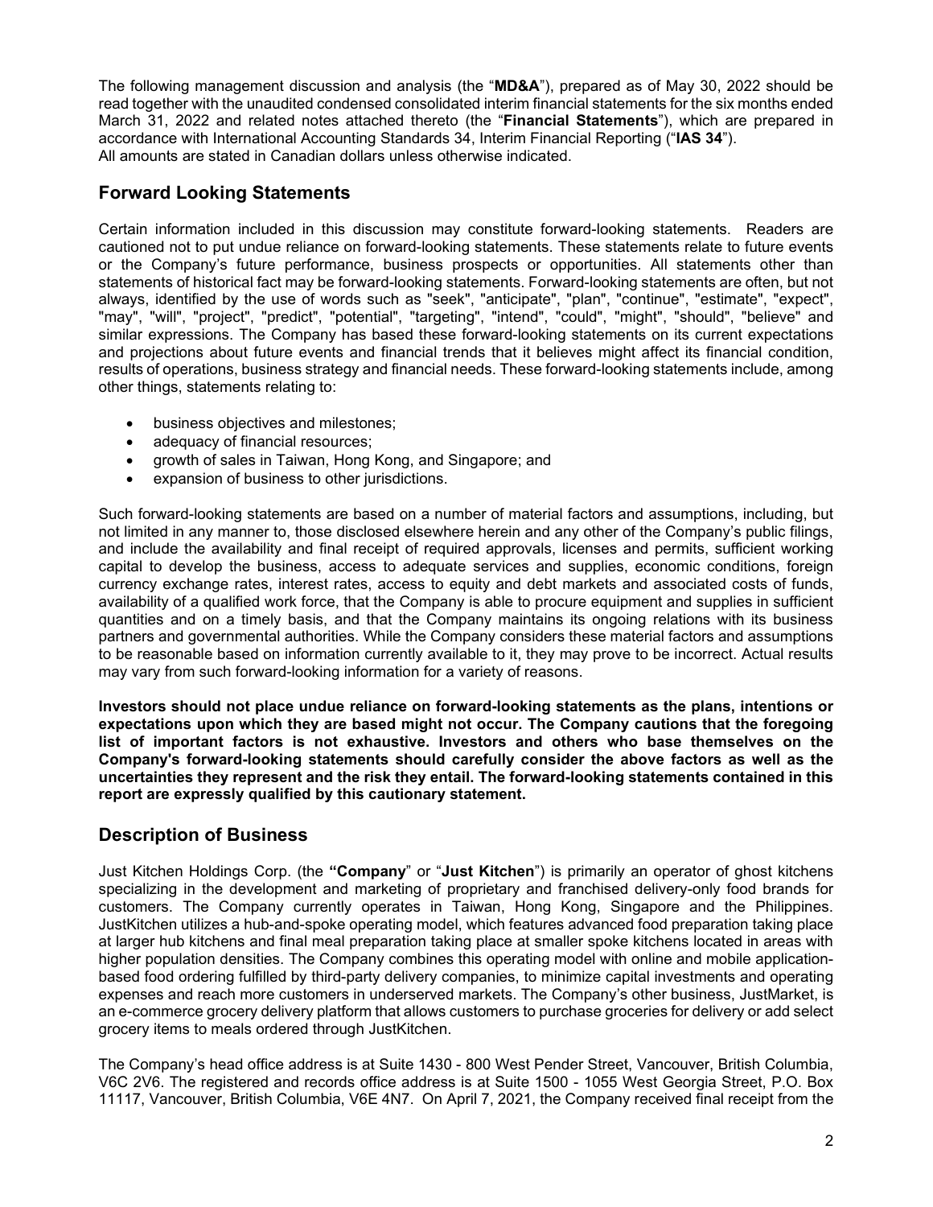The following management discussion and analysis (the "**MD&A**"), prepared as of May 30, 2022 should be read together with the unaudited condensed consolidated interim financial statements for the six months ended March 31, 2022 and related notes attached thereto (the "**Financial Statements**"), which are prepared in accordance with International Accounting Standards 34, Interim Financial Reporting ("**IAS 34**"). All amounts are stated in Canadian dollars unless otherwise indicated.

## Forward Looking Statements

Certain information included in this discussion may constitute forward-looking statements. Readers are cautioned not to put undue reliance on forward-looking statements. These statements relate to future events or the Company's future performance, business prospects or opportunities. All statements other than statements of historical fact may be forward-looking statements. Forward-looking statements are often, but not always, identified by the use of words such as "seek", "anticipate", "plan", "continue", "estimate", "expect", "may", "will", "project", "predict", "potential", "targeting", "intend", "could", "might", "should", "believe" and similar expressions. The Company has based these forward-looking statements on its current expectations and projections about future events and financial trends that it believes might affect its financial condition, results of operations, business strategy and financial needs. These forward-looking statements include, among other things, statements relating to:

- business objectives and milestones;
- adequacy of financial resources;
- growth of sales in Taiwan, Hong Kong, and Singapore; and
- expansion of business to other jurisdictions.

Such forward-looking statements are based on a number of material factors and assumptions, including, but not limited in any manner to, those disclosed elsewhere herein and any other of the Company's public filings, and include the availability and final receipt of required approvals, licenses and permits, sufficient working capital to develop the business, access to adequate services and supplies, economic conditions, foreign currency exchange rates, interest rates, access to equity and debt markets and associated costs of funds, availability of a qualified work force, that the Company is able to procure equipment and supplies in sufficient quantities and on a timely basis, and that the Company maintains its ongoing relations with its business partners and governmental authorities. While the Company considers these material factors and assumptions to be reasonable based on information currently available to it, they may prove to be incorrect. Actual results may vary from such forward-looking information for a variety of reasons.

**Investors should not place undue reliance on forward-looking statements as the plans, intentions or expectations upon which they are based might not occur. The Company cautions that the foregoing list of important factors is not exhaustive. Investors and others who base themselves on the Company's forward-looking statements should carefully consider the above factors as well as the uncertainties they represent and the risk they entail. The forward-looking statements contained in this report are expressly qualified by this cautionary statement.**

## Description of Business

Just Kitchen Holdings Corp. (the **"Company**" or "**Just Kitchen**") is primarily an operator of ghost kitchens specializing in the development and marketing of proprietary and franchised delivery-only food brands for customers. The Company currently operates in Taiwan, Hong Kong, Singapore and the Philippines. JustKitchen utilizes a hub-and-spoke operating model, which features advanced food preparation taking place at larger hub kitchens and final meal preparation taking place at smaller spoke kitchens located in areas with higher population densities. The Company combines this operating model with online and mobile application-based food ordering fulfilled by third-party delivery companies, to minimize capital investments and operating expenses and reach more customers in underserved markets. The Company's other business, JustMarket, is an e-commerce grocery delivery platform that allows customers to purchase groceries for delivery or add select grocery items to meals ordered through JustKitchen.

The Company's head office address is at Suite 1430 - 800 West Pender Street, Vancouver, British Columbia, V6C 2V6. The registered and records office address is at Suite 1500 - 1055 West Georgia Street, P.O. Box 11117, Vancouver, British Columbia, V6E 4N7. On April 7, 2021, the Company received final receipt from the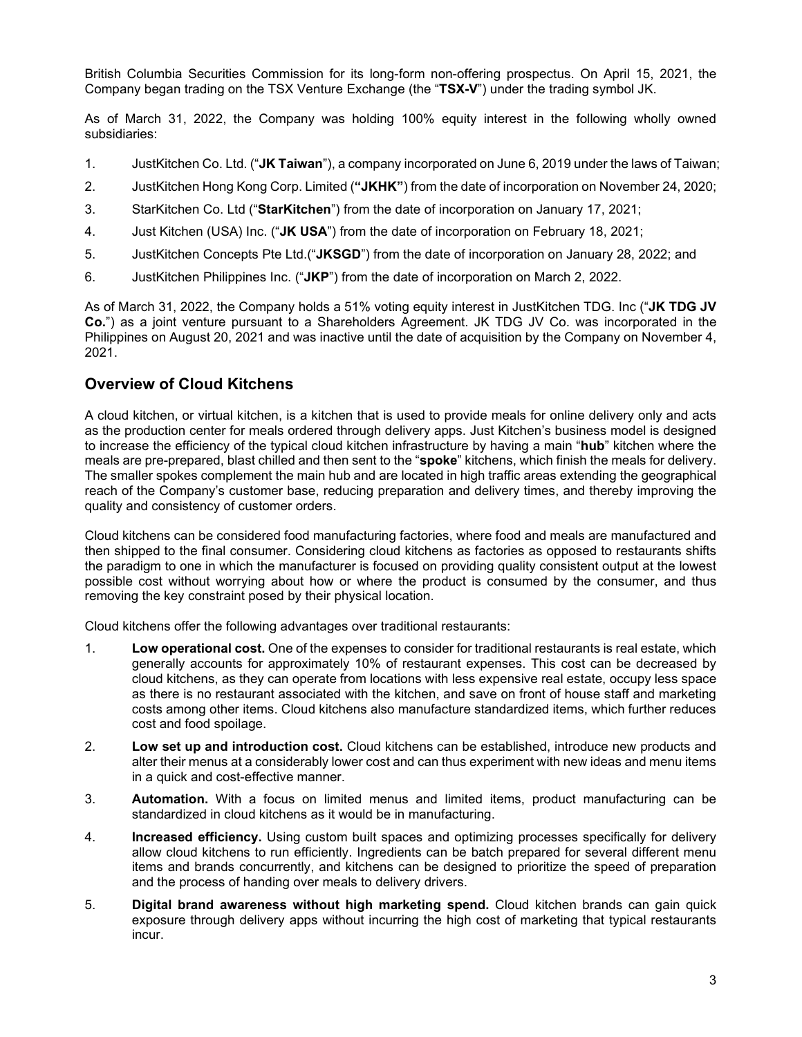British Columbia Securities Commission for its long-form non-offering prospectus. On April 15, 2021, the Company began trading on the TSX Venture Exchange (the "**TSX-V**") under the trading symbol JK.

As of March 31, 2022, the Company was holding 100% equity interest in the following wholly owned subsidiaries:

1. JustKitchen Co. Ltd. ("**JK Taiwan**"), a company incorporated on June 6, 2019 under the laws of Taiwan;
2. JustKitchen Hong Kong Corp. Limited (**"JKHK"**) from the date of incorporation on November 24, 2020;
3. StarKitchen Co. Ltd ("**StarKitchen**") from the date of incorporation on January 17, 2021;
4. Just Kitchen (USA) Inc. ("**JK USA**") from the date of incorporation on February 18, 2021;
5. JustKitchen Concepts Pte Ltd.("**JKSGD**") from the date of incorporation on January 28, 2022; and
6. JustKitchen Philippines Inc. ("**JKP**") from the date of incorporation on March 2, 2022.

As of March 31, 2022, the Company holds a 51% voting equity interest in JustKitchen TDG. Inc ("**JK TDG JV Co.**") as a joint venture pursuant to a Shareholders Agreement. JK TDG JV Co. was incorporated in the Philippines on August 20, 2021 and was inactive until the date of acquisition by the Company on November 4, 2021.

## Overview of Cloud Kitchens

A cloud kitchen, or virtual kitchen, is a kitchen that is used to provide meals for online delivery only and acts as the production center for meals ordered through delivery apps. Just Kitchen's business model is designed to increase the efficiency of the typical cloud kitchen infrastructure by having a main "**hub**" kitchen where the meals are pre-prepared, blast chilled and then sent to the "**spoke**" kitchens, which finish the meals for delivery. The smaller spokes complement the main hub and are located in high traffic areas extending the geographical reach of the Company's customer base, reducing preparation and delivery times, and thereby improving the quality and consistency of customer orders.

Cloud kitchens can be considered food manufacturing factories, where food and meals are manufactured and then shipped to the final consumer. Considering cloud kitchens as factories as opposed to restaurants shifts the paradigm to one in which the manufacturer is focused on providing quality consistent output at the lowest possible cost without worrying about how or where the product is consumed by the consumer, and thus removing the key constraint posed by their physical location.

Cloud kitchens offer the following advantages over traditional restaurants:

1. **Low operational cost.** One of the expenses to consider for traditional restaurants is real estate, which generally accounts for approximately 10% of restaurant expenses. This cost can be decreased by cloud kitchens, as they can operate from locations with less expensive real estate, occupy less space as there is no restaurant associated with the kitchen, and save on front of house staff and marketing costs among other items. Cloud kitchens also manufacture standardized items, which further reduces cost and food spoilage.
2. **Low set up and introduction cost.** Cloud kitchens can be established, introduce new products and alter their menus at a considerably lower cost and can thus experiment with new ideas and menu items in a quick and cost-effective manner.
3. **Automation.** With a focus on limited menus and limited items, product manufacturing can be standardized in cloud kitchens as it would be in manufacturing.
4. **Increased efficiency.** Using custom built spaces and optimizing processes specifically for delivery allow cloud kitchens to run efficiently. Ingredients can be batch prepared for several different menu items and brands concurrently, and kitchens can be designed to prioritize the speed of preparation and the process of handing over meals to delivery drivers.
5. **Digital brand awareness without high marketing spend.** Cloud kitchen brands can gain quick exposure through delivery apps without incurring the high cost of marketing that typical restaurants incur.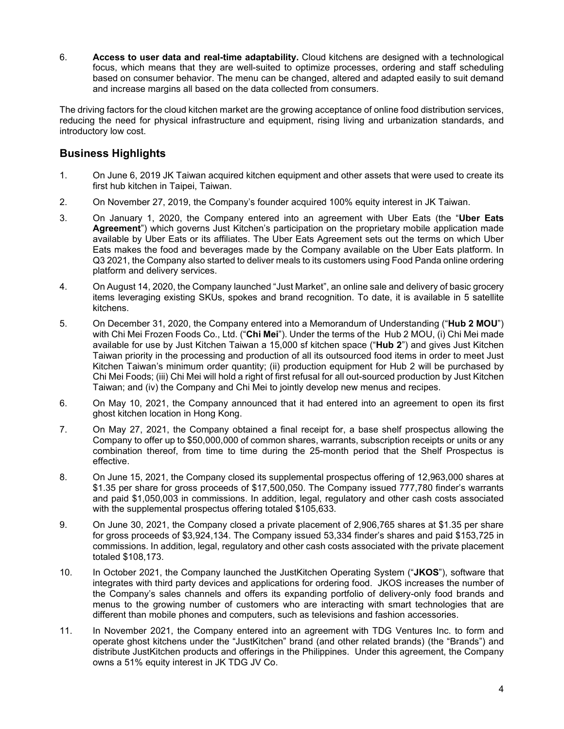6. **Access to user data and real-time adaptability.** Cloud kitchens are designed with a technological focus, which means that they are well-suited to optimize processes, ordering and staff scheduling based on consumer behavior. The menu can be changed, altered and adapted easily to suit demand and increase margins all based on the data collected from consumers.

The driving factors for the cloud kitchen market are the growing acceptance of online food distribution services, reducing the need for physical infrastructure and equipment, rising living and urbanization standards, and introductory low cost.

## Business Highlights

1. On June 6, 2019 JK Taiwan acquired kitchen equipment and other assets that were used to create its first hub kitchen in Taipei, Taiwan.
2. On November 27, 2019, the Company's founder acquired 100% equity interest in JK Taiwan.
3. On January 1, 2020, the Company entered into an agreement with Uber Eats (the "**Uber Eats Agreement**") which governs Just Kitchen's participation on the proprietary mobile application made available by Uber Eats or its affiliates. The Uber Eats Agreement sets out the terms on which Uber Eats makes the food and beverages made by the Company available on the Uber Eats platform. In Q3 2021, the Company also started to deliver meals to its customers using Food Panda online ordering platform and delivery services.
4. On August 14, 2020, the Company launched "Just Market", an online sale and delivery of basic grocery items leveraging existing SKUs, spokes and brand recognition. To date, it is available in 5 satellite kitchens.
5. On December 31, 2020, the Company entered into a Memorandum of Understanding ("**Hub 2 MOU**") with Chi Mei Frozen Foods Co., Ltd. ("**Chi Mei**"). Under the terms of the Hub 2 MOU, (i) Chi Mei made available for use by Just Kitchen Taiwan a 15,000 sf kitchen space ("**Hub 2**") and gives Just Kitchen Taiwan priority in the processing and production of all its outsourced food items in order to meet Just Kitchen Taiwan's minimum order quantity; (ii) production equipment for Hub 2 will be purchased by Chi Mei Foods; (iii) Chi Mei will hold a right of first refusal for all out-sourced production by Just Kitchen Taiwan; and (iv) the Company and Chi Mei to jointly develop new menus and recipes.
6. On May 10, 2021, the Company announced that it had entered into an agreement to open its first ghost kitchen location in Hong Kong.
7. On May 27, 2021, the Company obtained a final receipt for, a base shelf prospectus allowing the Company to offer up to $50,000,000 of common shares, warrants, subscription receipts or units or any combination thereof, from time to time during the 25-month period that the Shelf Prospectus is effective.
8. On June 15, 2021, the Company closed its supplemental prospectus offering of 12,963,000 shares at $1.35 per share for gross proceeds of $17,500,050. The Company issued 777,780 finder's warrants and paid $1,050,003 in commissions. In addition, legal, regulatory and other cash costs associated with the supplemental prospectus offering totaled $105,633.
9. On June 30, 2021, the Company closed a private placement of 2,906,765 shares at $1.35 per share for gross proceeds of $3,924,134. The Company issued 53,334 finder's shares and paid $153,725 in commissions. In addition, legal, regulatory and other cash costs associated with the private placement totaled $108,173.
10. In October 2021, the Company launched the JustKitchen Operating System ("**JKOS**"), software that integrates with third party devices and applications for ordering food. JKOS increases the number of the Company's sales channels and offers its expanding portfolio of delivery-only food brands and menus to the growing number of customers who are interacting with smart technologies that are different than mobile phones and computers, such as televisions and fashion accessories.
11. In November 2021, the Company entered into an agreement with TDG Ventures Inc. to form and operate ghost kitchens under the "JustKitchen" brand (and other related brands) (the "Brands") and distribute JustKitchen products and offerings in the Philippines. Under this agreement, the Company owns a 51% equity interest in JK TDG JV Co.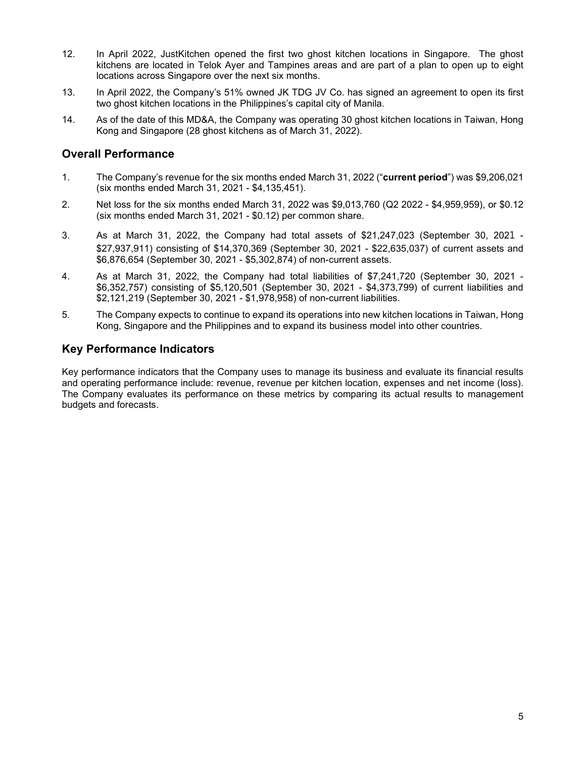12. In April 2022, JustKitchen opened the first two ghost kitchen locations in Singapore. The ghost kitchens are located in Telok Ayer and Tampines areas and are part of a plan to open up to eight locations across Singapore over the next six months.

13. In April 2022, the Company's 51% owned JK TDG JV Co. has signed an agreement to open its first two ghost kitchen locations in the Philippines's capital city of Manila.

14. As of the date of this MD&A, the Company was operating 30 ghost kitchen locations in Taiwan, Hong Kong and Singapore (28 ghost kitchens as of March 31, 2022).

## Overall Performance

1. The Company's revenue for the six months ended March 31, 2022 ("**current period**") was $9,206,021 (six months ended March 31, 2021 - $4,135,451).

2. Net loss for the six months ended March 31, 2022 was $9,013,760 (Q2 2022 - $4,959,959), or $0.12 (six months ended March 31, 2021 - $0.12) per common share.

3. As at March 31, 2022, the Company had total assets of $21,247,023 (September 30, 2021 - $27,937,911) consisting of $14,370,369 (September 30, 2021 - $22,635,037) of current assets and $6,876,654 (September 30, 2021 - $5,302,874) of non-current assets.

4. As at March 31, 2022, the Company had total liabilities of $7,241,720 (September 30, 2021 - $6,352,757) consisting of $5,120,501 (September 30, 2021 - $4,373,799) of current liabilities and $2,121,219 (September 30, 2021 - $1,978,958) of non-current liabilities.

5. The Company expects to continue to expand its operations into new kitchen locations in Taiwan, Hong Kong, Singapore and the Philippines and to expand its business model into other countries.

## Key Performance Indicators

Key performance indicators that the Company uses to manage its business and evaluate its financial results and operating performance include: revenue, revenue per kitchen location, expenses and net income (loss). The Company evaluates its performance on these metrics by comparing its actual results to management budgets and forecasts.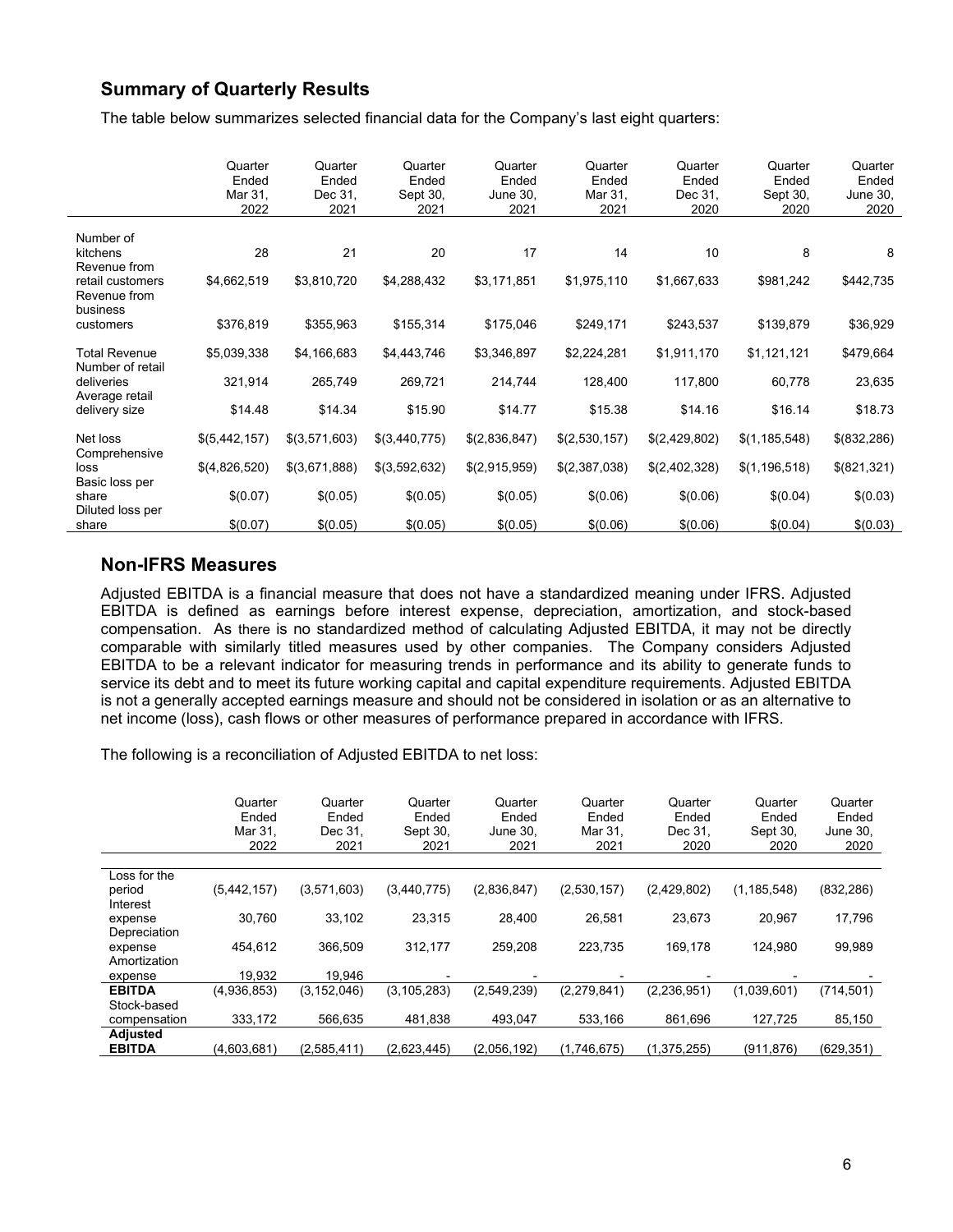## Summary of Quarterly Results

The table below summarizes selected financial data for the Company's last eight quarters:

| | Quarter Ended Mar 31, 2022 | Quarter Ended Dec 31, 2021 | Quarter Ended Sept 30, 2021 | Quarter Ended June 30, 2021 | Quarter Ended Mar 31, 2021 | Quarter Ended Dec 31, 2020 | Quarter Ended Sept 30, 2020 | Quarter Ended June 30, 2020 |
|---|---|---|---|---|---|---|---|---|
| Number of kitchens | 28 | 21 | 20 | 17 | 14 | 10 | 8 | 8 |
| Revenue from retail customers | $4,662,519 | $3,810,720 | $4,288,432 | $3,171,851 | $1,975,110 | $1,667,633 | $981,242 | $442,735 |
| Revenue from business customers | $376,819 | $355,963 | $155,314 | $175,046 | $249,171 | $243,537 | $139,879 | $36,929 |
| Total Revenue | $5,039,338 | $4,166,683 | $4,443,746 | $3,346,897 | $2,224,281 | $1,911,170 | $1,121,121 | $479,664 |
| Number of retail deliveries | 321,914 | 265,749 | 269,721 | 214,744 | 128,400 | 117,800 | 60,778 | 23,635 |
| Average retail delivery size | $14.48 | $14.34 | $15.90 | $14.77 | $15.38 | $14.16 | $16.14 | $18.73 |
| Net loss | $(5,442,157) | $(3,571,603) | $(3,440,775) | $(2,836,847) | $(2,530,157) | $(2,429,802) | $(1,185,548) | $(832,286) |
| Comprehensive loss | $(4,826,520) | $(3,671,888) | $(3,592,632) | $(2,915,959) | $(2,387,038) | $(2,402,328) | $(1,196,518) | $(821,321) |
| Basic loss per share | $(0.07) | $(0.05) | $(0.05) | $(0.05) | $(0.06) | $(0.06) | $(0.04) | $(0.03) |
| Diluted loss per share | $(0.07) | $(0.05) | $(0.05) | $(0.05) | $(0.06) | $(0.06) | $(0.04) | $(0.03) |

## Non-IFRS Measures

Adjusted EBITDA is a financial measure that does not have a standardized meaning under IFRS. Adjusted EBITDA is defined as earnings before interest expense, depreciation, amortization, and stock-based compensation. As there is no standardized method of calculating Adjusted EBITDA, it may not be directly comparable with similarly titled measures used by other companies. The Company considers Adjusted EBITDA to be a relevant indicator for measuring trends in performance and its ability to generate funds to service its debt and to meet its future working capital and capital expenditure requirements. Adjusted EBITDA is not a generally accepted earnings measure and should not be considered in isolation or as an alternative to net income (loss), cash flows or other measures of performance prepared in accordance with IFRS.

The following is a reconciliation of Adjusted EBITDA to net loss:

| | Quarter Ended Mar 31, 2022 | Quarter Ended Dec 31, 2021 | Quarter Ended Sept 30, 2021 | Quarter Ended June 30, 2021 | Quarter Ended Mar 31, 2021 | Quarter Ended Dec 31, 2020 | Quarter Ended Sept 30, 2020 | Quarter Ended June 30, 2020 |
|---|---|---|---|---|---|---|---|---|
| Loss for the period | (5,442,157) | (3,571,603) | (3,440,775) | (2,836,847) | (2,530,157) | (2,429,802) | (1,185,548) | (832,286) |
| Interest expense | 30,760 | 33,102 | 23,315 | 28,400 | 26,581 | 23,673 | 20,967 | 17,796 |
| Depreciation expense | 454,612 | 366,509 | 312,177 | 259,208 | 223,735 | 169,178 | 124,980 | 99,989 |
| Amortization expense | 19,932 | 19,946 | - | - | - | - | - | - |
| **EBITDA** | (4,936,853) | (3,152,046) | (3,105,283) | (2,549,239) | (2,279,841) | (2,236,951) | (1,039,601) | (714,501) |
| Stock-based compensation | 333,172 | 566,635 | 481,838 | 493,047 | 533,166 | 861,696 | 127,725 | 85,150 |
| **Adjusted EBITDA** | (4,603,681) | (2,585,411) | (2,623,445) | (2,056,192) | (1,746,675) | (1,375,255) | (911,876) | (629,351) |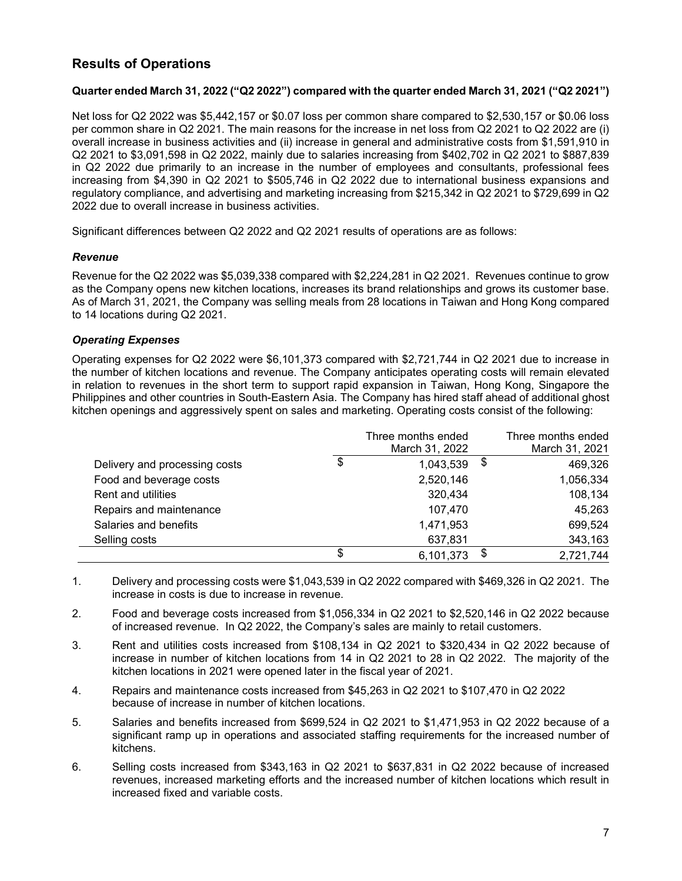## Results of Operations

**Quarter ended March 31, 2022 ("Q2 2022") compared with the quarter ended March 31, 2021 ("Q2 2021")**

Net loss for Q2 2022 was $5,442,157 or $0.07 loss per common share compared to $2,530,157 or $0.06 loss per common share in Q2 2021. The main reasons for the increase in net loss from Q2 2021 to Q2 2022 are (i) overall increase in business activities and (ii) increase in general and administrative costs from $1,591,910 in Q2 2021 to $3,091,598 in Q2 2022, mainly due to salaries increasing from $402,702 in Q2 2021 to $887,839 in Q2 2022 due primarily to an increase in the number of employees and consultants, professional fees increasing from $4,390 in Q2 2021 to $505,746 in Q2 2022 due to international business expansions and regulatory compliance, and advertising and marketing increasing from $215,342 in Q2 2021 to $729,699 in Q2 2022 due to overall increase in business activities.

Significant differences between Q2 2022 and Q2 2021 results of operations are as follows:

### *Revenue*

Revenue for the Q2 2022 was $5,039,338 compared with $2,224,281 in Q2 2021. Revenues continue to grow as the Company opens new kitchen locations, increases its brand relationships and grows its customer base. As of March 31, 2021, the Company was selling meals from 28 locations in Taiwan and Hong Kong compared to 14 locations during Q2 2021.

### *Operating Expenses*

Operating expenses for Q2 2022 were $6,101,373 compared with $2,721,744 in Q2 2021 due to increase in the number of kitchen locations and revenue. The Company anticipates operating costs will remain elevated in relation to revenues in the short term to support rapid expansion in Taiwan, Hong Kong, Singapore the Philippines and other countries in South-Eastern Asia. The Company has hired staff ahead of additional ghost kitchen openings and aggressively spent on sales and marketing. Operating costs consist of the following:

| | Three months ended March 31, 2022 | Three months ended March 31, 2021 |
|---|---|---|
| Delivery and processing costs | $ 1,043,539 | $ 469,326 |
| Food and beverage costs | 2,520,146 | 1,056,334 |
| Rent and utilities | 320,434 | 108,134 |
| Repairs and maintenance | 107,470 | 45,263 |
| Salaries and benefits | 1,471,953 | 699,524 |
| Selling costs | 637,831 | 343,163 |
| | $ 6,101,373 | $ 2,721,744 |

1. Delivery and processing costs were $1,043,539 in Q2 2022 compared with $469,326 in Q2 2021. The increase in costs is due to increase in revenue.
2. Food and beverage costs increased from $1,056,334 in Q2 2021 to $2,520,146 in Q2 2022 because of increased revenue. In Q2 2022, the Company's sales are mainly to retail customers.
3. Rent and utilities costs increased from $108,134 in Q2 2021 to $320,434 in Q2 2022 because of increase in number of kitchen locations from 14 in Q2 2021 to 28 in Q2 2022. The majority of the kitchen locations in 2021 were opened later in the fiscal year of 2021.
4. Repairs and maintenance costs increased from $45,263 in Q2 2021 to $107,470 in Q2 2022 because of increase in number of kitchen locations.
5. Salaries and benefits increased from $699,524 in Q2 2021 to $1,471,953 in Q2 2022 because of a significant ramp up in operations and associated staffing requirements for the increased number of kitchens.
6. Selling costs increased from $343,163 in Q2 2021 to $637,831 in Q2 2022 because of increased revenues, increased marketing efforts and the increased number of kitchen locations which result in increased fixed and variable costs.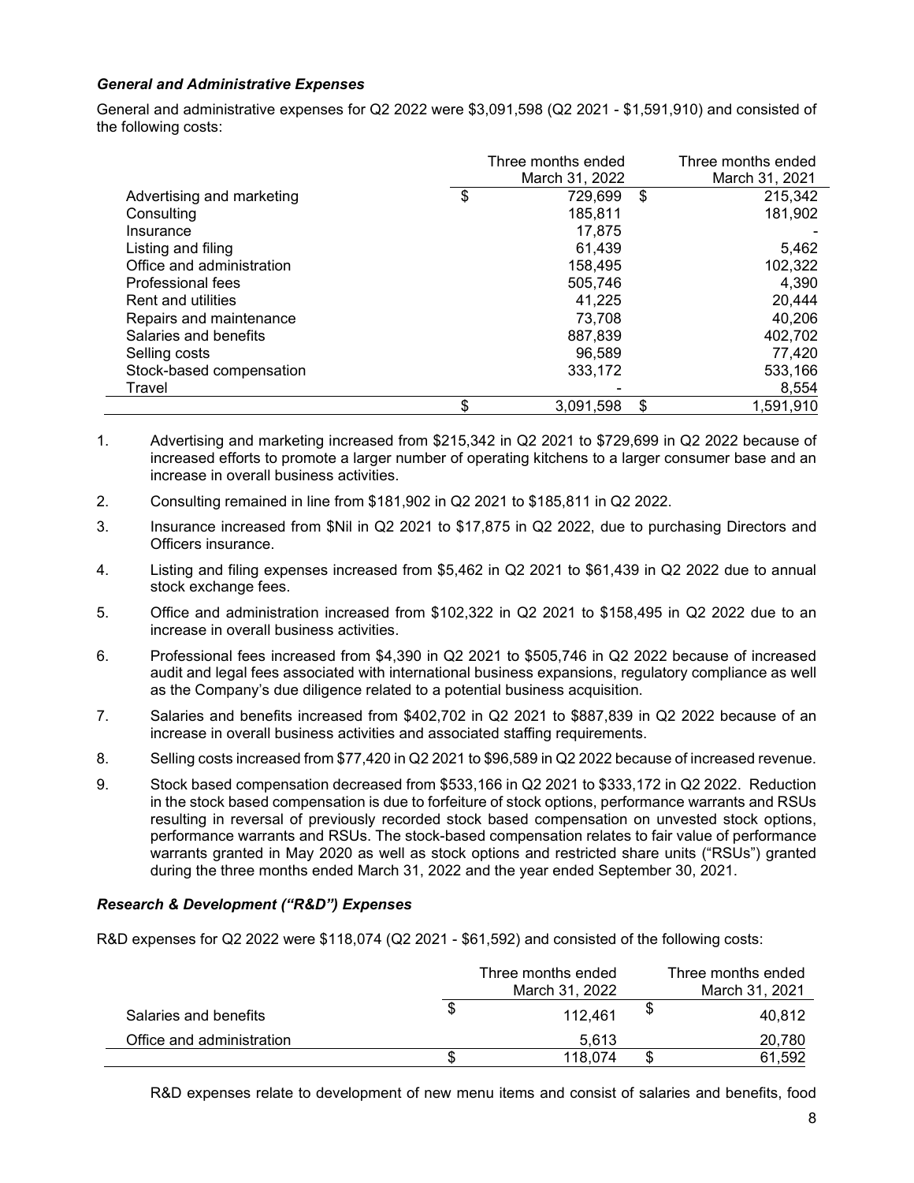### *General and Administrative Expenses*

General and administrative expenses for Q2 2022 were $3,091,598 (Q2 2021 - $1,591,910) and consisted of the following costs:

| | Three months ended March 31, 2022 | Three months ended March 31, 2021 |
|---|---|---|
| Advertising and marketing | $ 729,699 | $ 215,342 |
| Consulting | 185,811 | 181,902 |
| Insurance | 17,875 | - |
| Listing and filing | 61,439 | 5,462 |
| Office and administration | 158,495 | 102,322 |
| Professional fees | 505,746 | 4,390 |
| Rent and utilities | 41,225 | 20,444 |
| Repairs and maintenance | 73,708 | 40,206 |
| Salaries and benefits | 887,839 | 402,702 |
| Selling costs | 96,589 | 77,420 |
| Stock-based compensation | 333,172 | 533,166 |
| Travel | - | 8,554 |
| | $ 3,091,598 | $ 1,591,910 |

1. Advertising and marketing increased from $215,342 in Q2 2021 to $729,699 in Q2 2022 because of increased efforts to promote a larger number of operating kitchens to a larger consumer base and an increase in overall business activities.
2. Consulting remained in line from $181,902 in Q2 2021 to $185,811 in Q2 2022.
3. Insurance increased from $Nil in Q2 2021 to $17,875 in Q2 2022, due to purchasing Directors and Officers insurance.
4. Listing and filing expenses increased from $5,462 in Q2 2021 to $61,439 in Q2 2022 due to annual stock exchange fees.
5. Office and administration increased from $102,322 in Q2 2021 to $158,495 in Q2 2022 due to an increase in overall business activities.
6. Professional fees increased from $4,390 in Q2 2021 to $505,746 in Q2 2022 because of increased audit and legal fees associated with international business expansions, regulatory compliance as well as the Company's due diligence related to a potential business acquisition.
7. Salaries and benefits increased from $402,702 in Q2 2021 to $887,839 in Q2 2022 because of an increase in overall business activities and associated staffing requirements.
8. Selling costs increased from $77,420 in Q2 2021 to $96,589 in Q2 2022 because of increased revenue.
9. Stock based compensation decreased from $533,166 in Q2 2021 to $333,172 in Q2 2022. Reduction in the stock based compensation is due to forfeiture of stock options, performance warrants and RSUs resulting in reversal of previously recorded stock based compensation on unvested stock options, performance warrants and RSUs. The stock-based compensation relates to fair value of performance warrants granted in May 2020 as well as stock options and restricted share units ("RSUs") granted during the three months ended March 31, 2022 and the year ended September 30, 2021.

### *Research & Development ("R&D") Expenses*

R&D expenses for Q2 2022 were $118,074 (Q2 2021 - $61,592) and consisted of the following costs:

| | Three months ended March 31, 2022 | Three months ended March 31, 2021 |
|---|---|---|
| Salaries and benefits | $ 112,461 | $ 40,812 |
| Office and administration | 5,613 | 20,780 |
| | $ 118,074 | $ 61,592 |

R&D expenses relate to development of new menu items and consist of salaries and benefits, food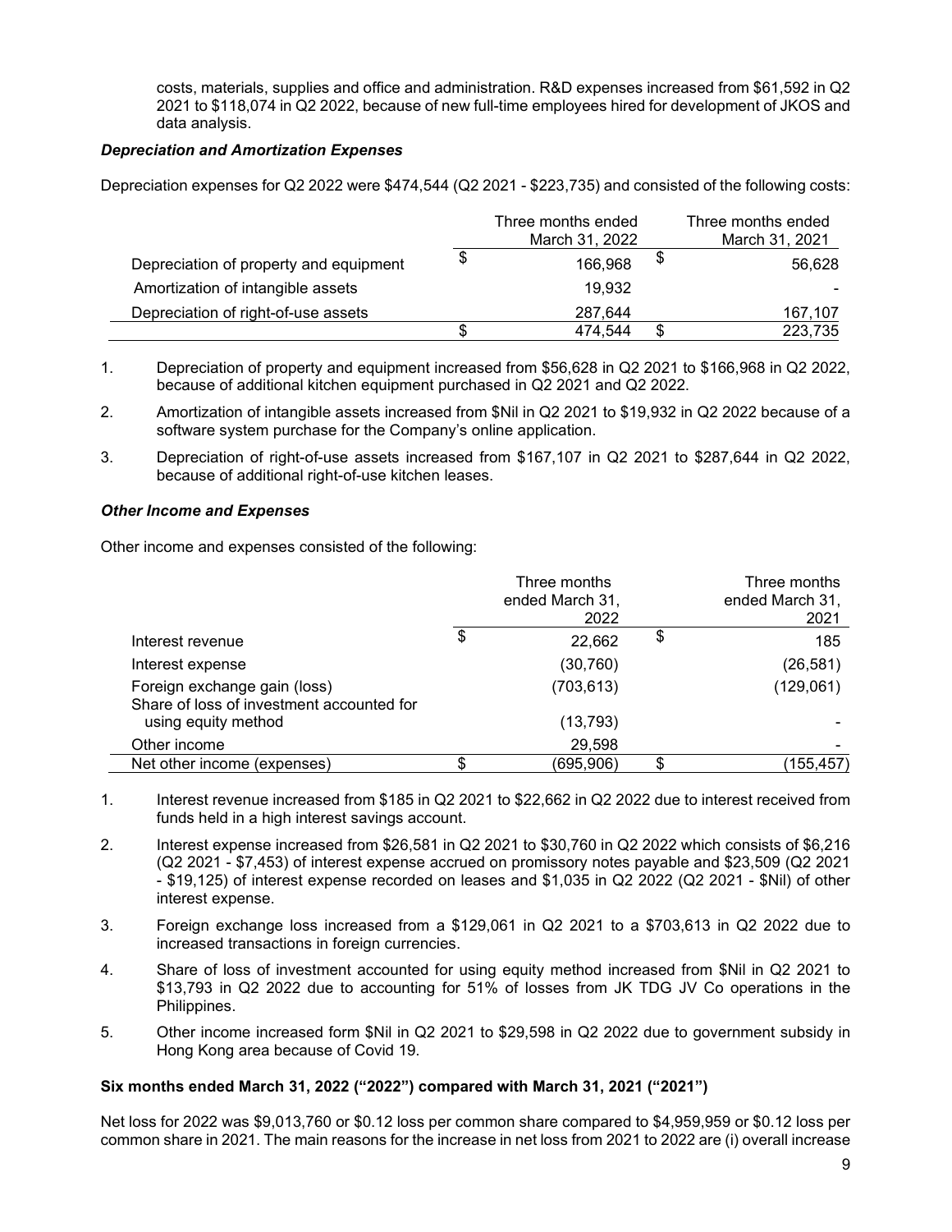costs, materials, supplies and office and administration. R&D expenses increased from $61,592 in Q2 2021 to $118,074 in Q2 2022, because of new full-time employees hired for development of JKOS and data analysis.

***Depreciation and Amortization Expenses***

Depreciation expenses for Q2 2022 were $474,544 (Q2 2021 - $223,735) and consisted of the following costs:

| | Three months ended March 31, 2022 | Three months ended March 31, 2021 |
|---|---|---|
| Depreciation of property and equipment | $ 166,968 | $ 56,628 |
| Amortization of intangible assets | 19,932 | - |
| Depreciation of right-of-use assets | 287,644 | 167,107 |
| | $ 474,544 | $ 223,735 |

1. Depreciation of property and equipment increased from $56,628 in Q2 2021 to $166,968 in Q2 2022, because of additional kitchen equipment purchased in Q2 2021 and Q2 2022.
2. Amortization of intangible assets increased from $Nil in Q2 2021 to $19,932 in Q2 2022 because of a software system purchase for the Company's online application.
3. Depreciation of right-of-use assets increased from $167,107 in Q2 2021 to $287,644 in Q2 2022, because of additional right-of-use kitchen leases.

***Other Income and Expenses***

Other income and expenses consisted of the following:

| | Three months ended March 31, 2022 | Three months ended March 31, 2021 |
|---|---|---|
| Interest revenue | $ 22,662 | $ 185 |
| Interest expense | (30,760) | (26,581) |
| Foreign exchange gain (loss) | (703,613) | (129,061) |
| Share of loss of investment accounted for using equity method | (13,793) | - |
| Other income | 29,598 | - |
| Net other income (expenses) | $ (695,906) | $ (155,457) |

1. Interest revenue increased from $185 in Q2 2021 to $22,662 in Q2 2022 due to interest received from funds held in a high interest savings account.
2. Interest expense increased from $26,581 in Q2 2021 to $30,760 in Q2 2022 which consists of $6,216 (Q2 2021 - $7,453) of interest expense accrued on promissory notes payable and $23,509 (Q2 2021 - $19,125) of interest expense recorded on leases and $1,035 in Q2 2022 (Q2 2021 - $Nil) of other interest expense.
3. Foreign exchange loss increased from a $129,061 in Q2 2021 to a $703,613 in Q2 2022 due to increased transactions in foreign currencies.
4. Share of loss of investment accounted for using equity method increased from $Nil in Q2 2021 to $13,793 in Q2 2022 due to accounting for 51% of losses from JK TDG JV Co operations in the Philippines.
5. Other income increased form $Nil in Q2 2021 to $29,598 in Q2 2022 due to government subsidy in Hong Kong area because of Covid 19.

**Six months ended March 31, 2022 ("2022") compared with March 31, 2021 ("2021")**

Net loss for 2022 was $9,013,760 or $0.12 loss per common share compared to $4,959,959 or $0.12 loss per common share in 2021. The main reasons for the increase in net loss from 2021 to 2022 are (i) overall increase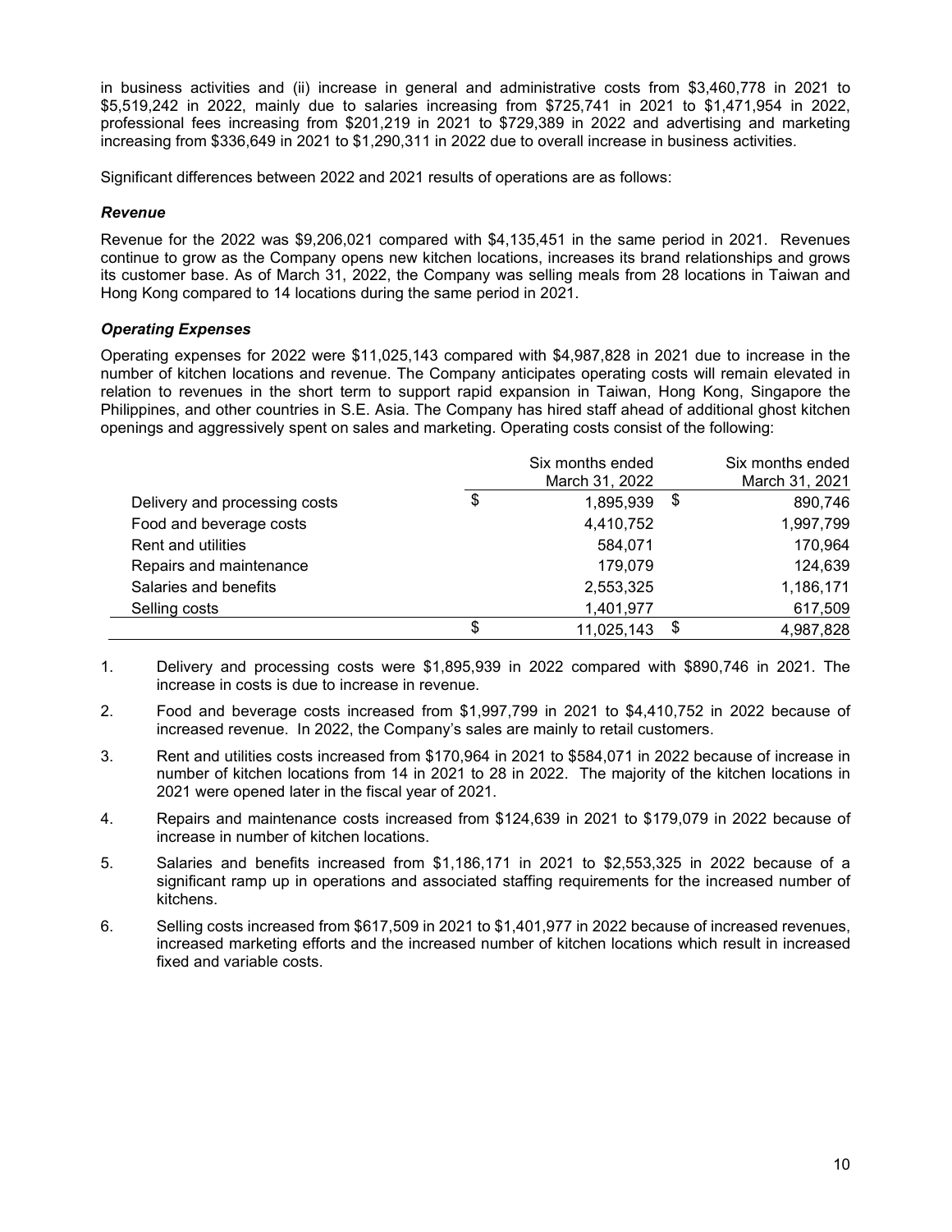in business activities and (ii) increase in general and administrative costs from $3,460,778 in 2021 to $5,519,242 in 2022, mainly due to salaries increasing from $725,741 in 2021 to $1,471,954 in 2022, professional fees increasing from $201,219 in 2021 to $729,389 in 2022 and advertising and marketing increasing from $336,649 in 2021 to $1,290,311 in 2022 due to overall increase in business activities.

Significant differences between 2022 and 2021 results of operations are as follows:

### *Revenue*

Revenue for the 2022 was $9,206,021 compared with $4,135,451 in the same period in 2021. Revenues continue to grow as the Company opens new kitchen locations, increases its brand relationships and grows its customer base. As of March 31, 2022, the Company was selling meals from 28 locations in Taiwan and Hong Kong compared to 14 locations during the same period in 2021.

### *Operating Expenses*

Operating expenses for 2022 were $11,025,143 compared with $4,987,828 in 2021 due to increase in the number of kitchen locations and revenue. The Company anticipates operating costs will remain elevated in relation to revenues in the short term to support rapid expansion in Taiwan, Hong Kong, Singapore the Philippines, and other countries in S.E. Asia. The Company has hired staff ahead of additional ghost kitchen openings and aggressively spent on sales and marketing. Operating costs consist of the following:

| | Six months ended March 31, 2022 | Six months ended March 31, 2021 |
|---|---|---|
| Delivery and processing costs | $ 1,895,939 | $ 890,746 |
| Food and beverage costs | 4,410,752 | 1,997,799 |
| Rent and utilities | 584,071 | 170,964 |
| Repairs and maintenance | 179,079 | 124,639 |
| Salaries and benefits | 2,553,325 | 1,186,171 |
| Selling costs | 1,401,977 | 617,509 |
| | $ 11,025,143 | $ 4,987,828 |

1. Delivery and processing costs were $1,895,939 in 2022 compared with $890,746 in 2021. The increase in costs is due to increase in revenue.
2. Food and beverage costs increased from $1,997,799 in 2021 to $4,410,752 in 2022 because of increased revenue. In 2022, the Company's sales are mainly to retail customers.
3. Rent and utilities costs increased from $170,964 in 2021 to $584,071 in 2022 because of increase in number of kitchen locations from 14 in 2021 to 28 in 2022. The majority of the kitchen locations in 2021 were opened later in the fiscal year of 2021.
4. Repairs and maintenance costs increased from $124,639 in 2021 to $179,079 in 2022 because of increase in number of kitchen locations.
5. Salaries and benefits increased from $1,186,171 in 2021 to $2,553,325 in 2022 because of a significant ramp up in operations and associated staffing requirements for the increased number of kitchens.
6. Selling costs increased from $617,509 in 2021 to $1,401,977 in 2022 because of increased revenues, increased marketing efforts and the increased number of kitchen locations which result in increased fixed and variable costs.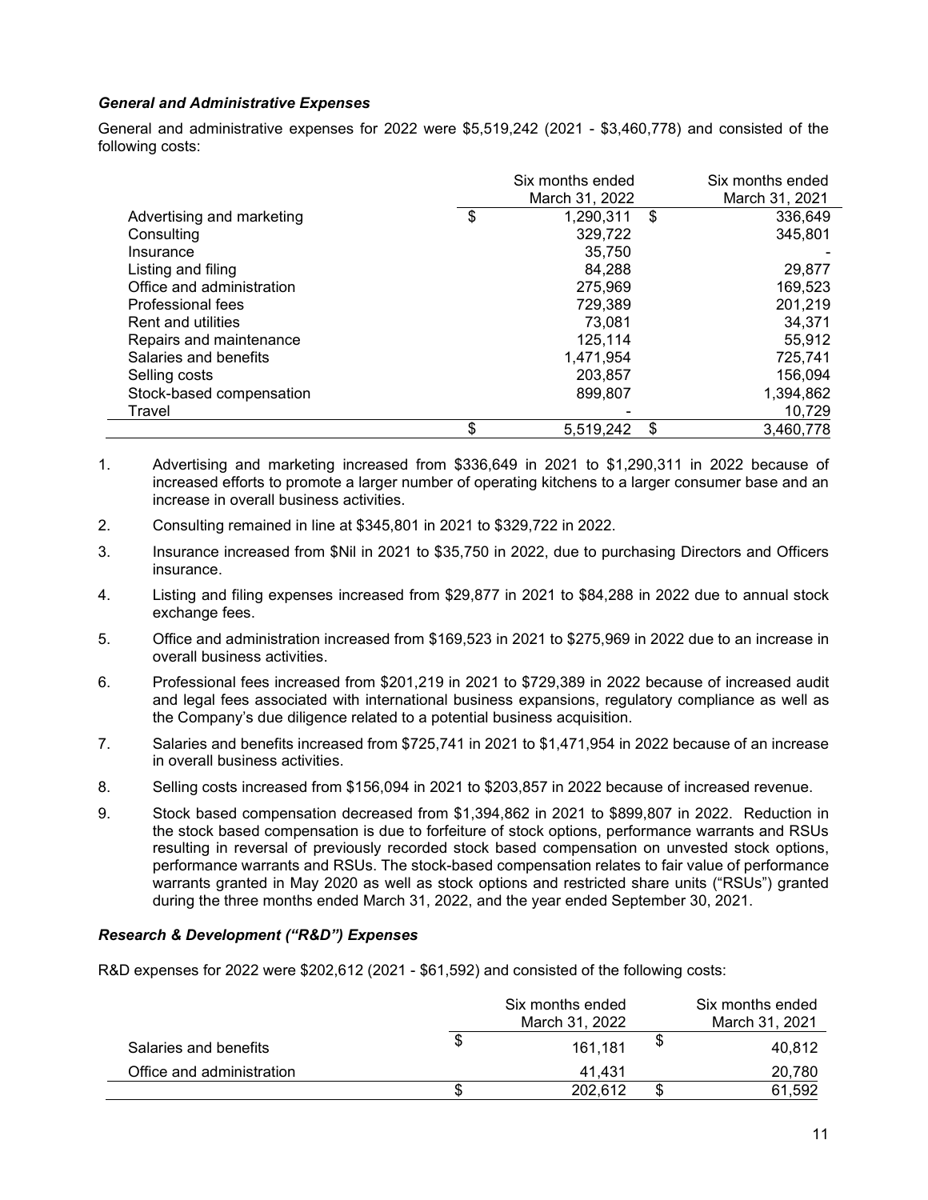### *General and Administrative Expenses*

General and administrative expenses for 2022 were $5,519,242 (2021 - $3,460,778) and consisted of the following costs:

| | Six months ended March 31, 2022 | Six months ended March 31, 2021 |
|---|---|---|
| Advertising and marketing | $ 1,290,311 | $ 336,649 |
| Consulting | 329,722 | 345,801 |
| Insurance | 35,750 | - |
| Listing and filing | 84,288 | 29,877 |
| Office and administration | 275,969 | 169,523 |
| Professional fees | 729,389 | 201,219 |
| Rent and utilities | 73,081 | 34,371 |
| Repairs and maintenance | 125,114 | 55,912 |
| Salaries and benefits | 1,471,954 | 725,741 |
| Selling costs | 203,857 | 156,094 |
| Stock-based compensation | 899,807 | 1,394,862 |
| Travel | - | 10,729 |
| | $ 5,519,242 | $ 3,460,778 |

1. Advertising and marketing increased from $336,649 in 2021 to $1,290,311 in 2022 because of increased efforts to promote a larger number of operating kitchens to a larger consumer base and an increase in overall business activities.
2. Consulting remained in line at $345,801 in 2021 to $329,722 in 2022.
3. Insurance increased from $Nil in 2021 to $35,750 in 2022, due to purchasing Directors and Officers insurance.
4. Listing and filing expenses increased from $29,877 in 2021 to $84,288 in 2022 due to annual stock exchange fees.
5. Office and administration increased from $169,523 in 2021 to $275,969 in 2022 due to an increase in overall business activities.
6. Professional fees increased from $201,219 in 2021 to $729,389 in 2022 because of increased audit and legal fees associated with international business expansions, regulatory compliance as well as the Company's due diligence related to a potential business acquisition.
7. Salaries and benefits increased from $725,741 in 2021 to $1,471,954 in 2022 because of an increase in overall business activities.
8. Selling costs increased from $156,094 in 2021 to $203,857 in 2022 because of increased revenue.
9. Stock based compensation decreased from $1,394,862 in 2021 to $899,807 in 2022. Reduction in the stock based compensation is due to forfeiture of stock options, performance warrants and RSUs resulting in reversal of previously recorded stock based compensation on unvested stock options, performance warrants and RSUs. The stock-based compensation relates to fair value of performance warrants granted in May 2020 as well as stock options and restricted share units ("RSUs") granted during the three months ended March 31, 2022, and the year ended September 30, 2021.

### *Research & Development ("R&D") Expenses*

R&D expenses for 2022 were $202,612 (2021 - $61,592) and consisted of the following costs:

| | Six months ended March 31, 2022 | Six months ended March 31, 2021 |
|---|---|---|
| Salaries and benefits | $ 161,181 | $ 40,812 |
| Office and administration | 41,431 | 20,780 |
| | $ 202,612 | $ 61,592 |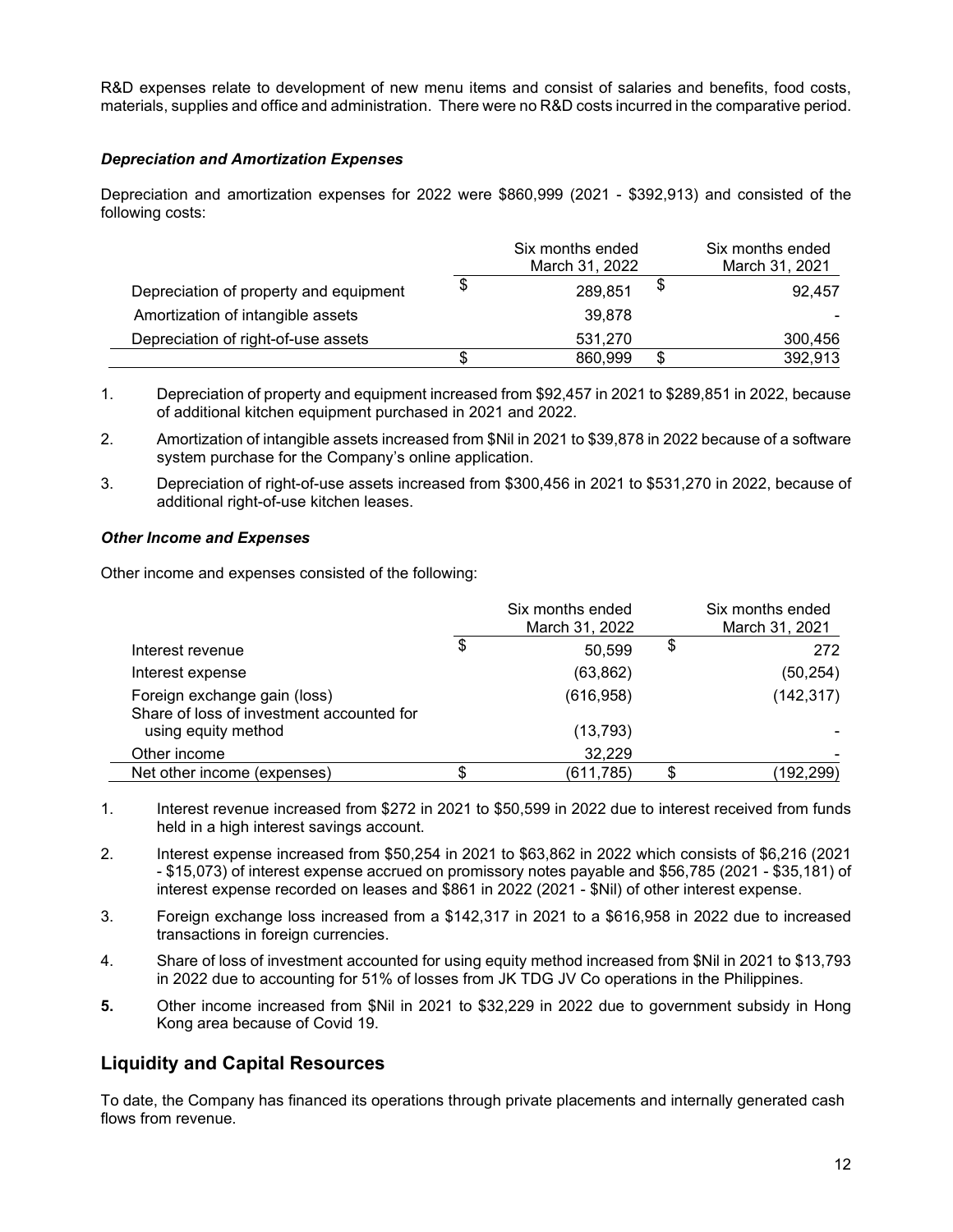R&D expenses relate to development of new menu items and consist of salaries and benefits, food costs, materials, supplies and office and administration. There were no R&D costs incurred in the comparative period.

### *Depreciation and Amortization Expenses*

Depreciation and amortization expenses for 2022 were $860,999 (2021 - $392,913) and consisted of the following costs:

| | Six months ended March 31, 2022 | Six months ended March 31, 2021 |
|---|---|---|
| Depreciation of property and equipment | $ 289,851 | $ 92,457 |
| Amortization of intangible assets | 39,878 | - |
| Depreciation of right-of-use assets | 531,270 | 300,456 |
| | $ 860,999 | $ 392,913 |

1. Depreciation of property and equipment increased from $92,457 in 2021 to $289,851 in 2022, because of additional kitchen equipment purchased in 2021 and 2022.
2. Amortization of intangible assets increased from $Nil in 2021 to $39,878 in 2022 because of a software system purchase for the Company's online application.
3. Depreciation of right-of-use assets increased from $300,456 in 2021 to $531,270 in 2022, because of additional right-of-use kitchen leases.

### *Other Income and Expenses*

Other income and expenses consisted of the following:

| | Six months ended March 31, 2022 | Six months ended March 31, 2021 |
|---|---|---|
| Interest revenue | $ 50,599 | $ 272 |
| Interest expense | (63,862) | (50,254) |
| Foreign exchange gain (loss) | (616,958) | (142,317) |
| Share of loss of investment accounted for using equity method | (13,793) | - |
| Other income | 32,229 | - |
| Net other income (expenses) | $ (611,785) | $ (192,299) |

1. Interest revenue increased from $272 in 2021 to $50,599 in 2022 due to interest received from funds held in a high interest savings account.
2. Interest expense increased from $50,254 in 2021 to $63,862 in 2022 which consists of $6,216 (2021 - $15,073) of interest expense accrued on promissory notes payable and $56,785 (2021 - $35,181) of interest expense recorded on leases and $861 in 2022 (2021 - $Nil) of other interest expense.
3. Foreign exchange loss increased from a $142,317 in 2021 to a $616,958 in 2022 due to increased transactions in foreign currencies.
4. Share of loss of investment accounted for using equity method increased from $Nil in 2021 to $13,793 in 2022 due to accounting for 51% of losses from JK TDG JV Co operations in the Philippines.
5. Other income increased from $Nil in 2021 to $32,229 in 2022 due to government subsidy in Hong Kong area because of Covid 19.

## Liquidity and Capital Resources

To date, the Company has financed its operations through private placements and internally generated cash flows from revenue.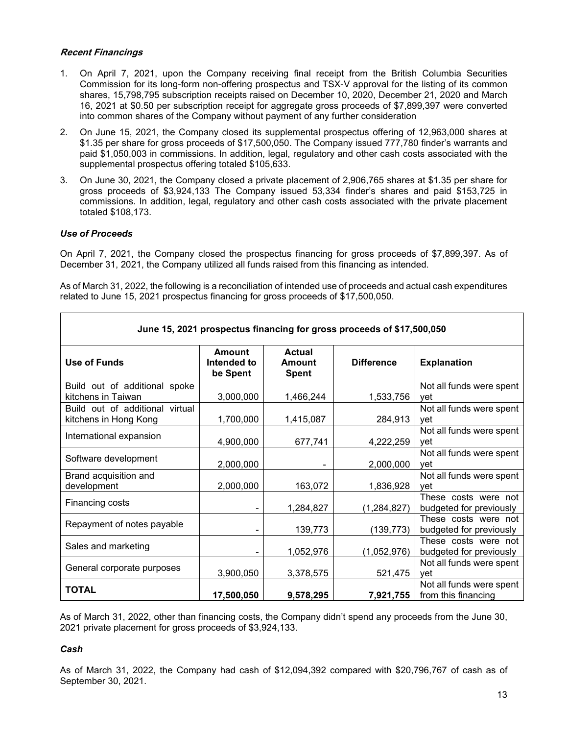### ***Recent Financings***

1. On April 7, 2021, upon the Company receiving final receipt from the British Columbia Securities Commission for its long-form non-offering prospectus and TSX-V approval for the listing of its common shares, 15,798,795 subscription receipts raised on December 10, 2020, December 21, 2020 and March 16, 2021 at $0.50 per subscription receipt for aggregate gross proceeds of $7,899,397 were converted into common shares of the Company without payment of any further consideration
2. On June 15, 2021, the Company closed its supplemental prospectus offering of 12,963,000 shares at $1.35 per share for gross proceeds of $17,500,050. The Company issued 777,780 finder's warrants and paid $1,050,003 in commissions. In addition, legal, regulatory and other cash costs associated with the supplemental prospectus offering totaled $105,633.
3. On June 30, 2021, the Company closed a private placement of 2,906,765 shares at $1.35 per share for gross proceeds of $3,924,133 The Company issued 53,334 finder's shares and paid $153,725 in commissions. In addition, legal, regulatory and other cash costs associated with the private placement totaled $108,173.

### *Use of Proceeds*

On April 7, 2021, the Company closed the prospectus financing for gross proceeds of $7,899,397. As of December 31, 2021, the Company utilized all funds raised from this financing as intended.

As of March 31, 2022, the following is a reconciliation of intended use of proceeds and actual cash expenditures related to June 15, 2021 prospectus financing for gross proceeds of $17,500,050.

| **June 15, 2021 prospectus financing for gross proceeds of $17,500,050** | | | | |
|---|---|---|---|---|
| **Use of Funds** | **Amount Intended to be Spent** | **Actual Amount Spent** | **Difference** | **Explanation** |
| Build out of additional spoke kitchens in Taiwan | 3,000,000 | 1,466,244 | 1,533,756 | Not all funds were spent yet |
| Build out of additional virtual kitchens in Hong Kong | 1,700,000 | 1,415,087 | 284,913 | Not all funds were spent yet |
| International expansion | 4,900,000 | 677,741 | 4,222,259 | Not all funds were spent yet |
| Software development | 2,000,000 | - | 2,000,000 | Not all funds were spent yet |
| Brand acquisition and development | 2,000,000 | 163,072 | 1,836,928 | Not all funds were spent yet |
| Financing costs | - | 1,284,827 | (1,284,827) | These costs were not budgeted for previously |
| Repayment of notes payable | - | 139,773 | (139,773) | These costs were not budgeted for previously |
| Sales and marketing | - | 1,052,976 | (1,052,976) | These costs were not budgeted for previously |
| General corporate purposes | 3,900,050 | 3,378,575 | 521,475 | Not all funds were spent yet |
| **TOTAL** | **17,500,050** | **9,578,295** | **7,921,755** | Not all funds were spent from this financing |

As of March 31, 2022, other than financing costs, the Company didn't spend any proceeds from the June 30, 2021 private placement for gross proceeds of $3,924,133.

### *Cash*

As of March 31, 2022, the Company had cash of $12,094,392 compared with $20,796,767 of cash as of September 30, 2021.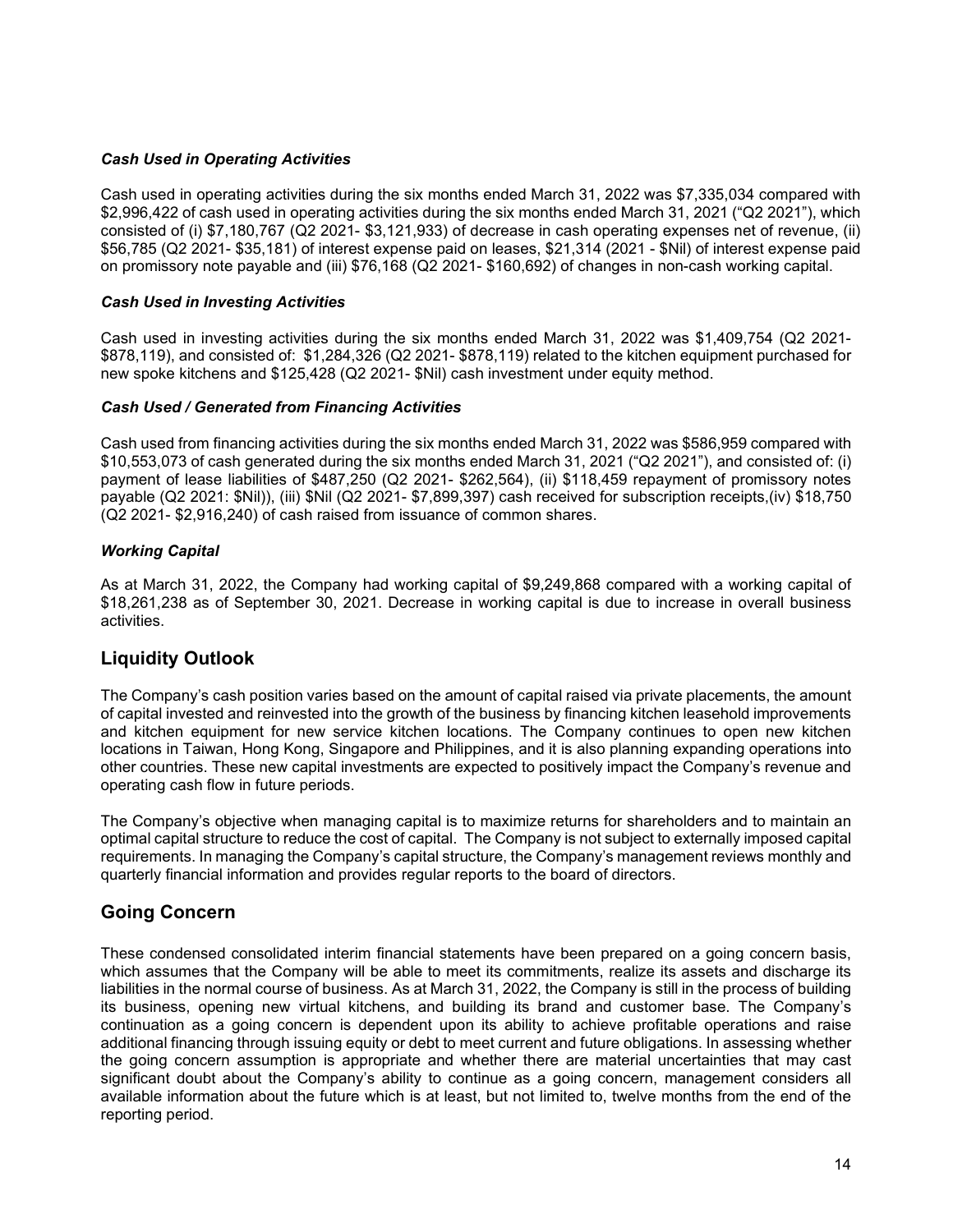### *Cash Used in Operating Activities*

Cash used in operating activities during the six months ended March 31, 2022 was $7,335,034 compared with $2,996,422 of cash used in operating activities during the six months ended March 31, 2021 ("Q2 2021"), which consisted of (i) $7,180,767 (Q2 2021- $3,121,933) of decrease in cash operating expenses net of revenue, (ii) $56,785 (Q2 2021- $35,181) of interest expense paid on leases, $21,314 (2021 - $Nil) of interest expense paid on promissory note payable and (iii) $76,168 (Q2 2021- $160,692) of changes in non-cash working capital.

### *Cash Used in Investing Activities*

Cash used in investing activities during the six months ended March 31, 2022 was $1,409,754 (Q2 2021- $878,119), and consisted of: $1,284,326 (Q2 2021- $878,119) related to the kitchen equipment purchased for new spoke kitchens and $125,428 (Q2 2021- $Nil) cash investment under equity method.

### *Cash Used / Generated from Financing Activities*

Cash used from financing activities during the six months ended March 31, 2022 was $586,959 compared with $10,553,073 of cash generated during the six months ended March 31, 2021 ("Q2 2021"), and consisted of: (i) payment of lease liabilities of $487,250 (Q2 2021- $262,564), (ii) $118,459 repayment of promissory notes payable (Q2 2021: $Nil)), (iii) $Nil (Q2 2021- $7,899,397) cash received for subscription receipts,(iv) $18,750 (Q2 2021- $2,916,240) of cash raised from issuance of common shares.

### *Working Capital*

As at March 31, 2022, the Company had working capital of $9,249,868 compared with a working capital of $18,261,238 as of September 30, 2021. Decrease in working capital is due to increase in overall business activities.

## Liquidity Outlook

The Company's cash position varies based on the amount of capital raised via private placements, the amount of capital invested and reinvested into the growth of the business by financing kitchen leasehold improvements and kitchen equipment for new service kitchen locations. The Company continues to open new kitchen locations in Taiwan, Hong Kong, Singapore and Philippines, and it is also planning expanding operations into other countries. These new capital investments are expected to positively impact the Company's revenue and operating cash flow in future periods.

The Company's objective when managing capital is to maximize returns for shareholders and to maintain an optimal capital structure to reduce the cost of capital. The Company is not subject to externally imposed capital requirements. In managing the Company's capital structure, the Company's management reviews monthly and quarterly financial information and provides regular reports to the board of directors.

## Going Concern

These condensed consolidated interim financial statements have been prepared on a going concern basis, which assumes that the Company will be able to meet its commitments, realize its assets and discharge its liabilities in the normal course of business. As at March 31, 2022, the Company is still in the process of building its business, opening new virtual kitchens, and building its brand and customer base. The Company's continuation as a going concern is dependent upon its ability to achieve profitable operations and raise additional financing through issuing equity or debt to meet current and future obligations. In assessing whether the going concern assumption is appropriate and whether there are material uncertainties that may cast significant doubt about the Company's ability to continue as a going concern, management considers all available information about the future which is at least, but not limited to, twelve months from the end of the reporting period.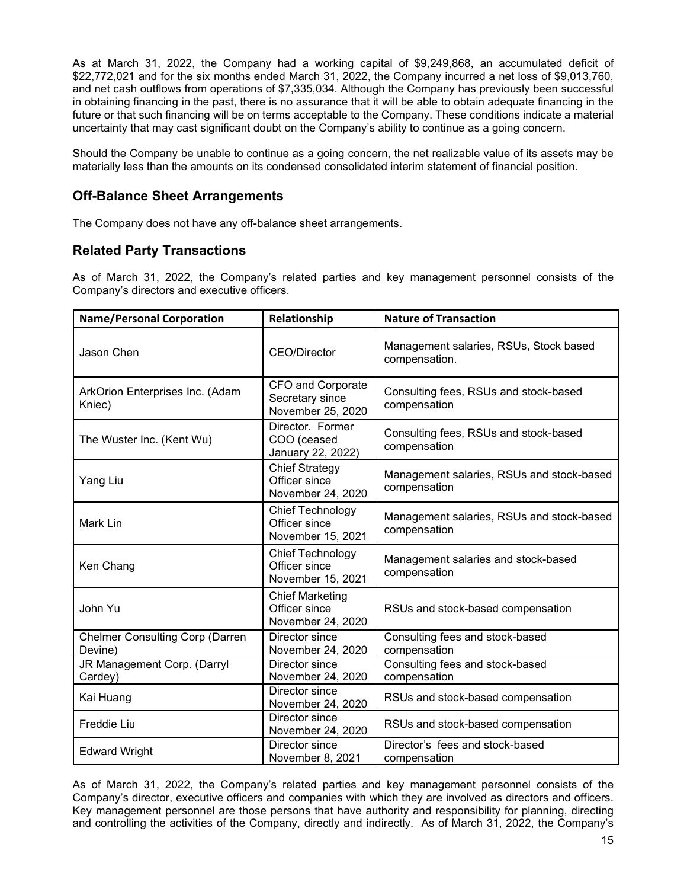As at March 31, 2022, the Company had a working capital of $9,249,868, an accumulated deficit of $22,772,021 and for the six months ended March 31, 2022, the Company incurred a net loss of $9,013,760, and net cash outflows from operations of $7,335,034. Although the Company has previously been successful in obtaining financing in the past, there is no assurance that it will be able to obtain adequate financing in the future or that such financing will be on terms acceptable to the Company. These conditions indicate a material uncertainty that may cast significant doubt on the Company's ability to continue as a going concern.

Should the Company be unable to continue as a going concern, the net realizable value of its assets may be materially less than the amounts on its condensed consolidated interim statement of financial position.

## Off-Balance Sheet Arrangements

The Company does not have any off-balance sheet arrangements.

## Related Party Transactions

As of March 31, 2022, the Company's related parties and key management personnel consists of the Company's directors and executive officers.

| Name/Personal Corporation | Relationship | Nature of Transaction |
|---|---|---|
| Jason Chen | CEO/Director | Management salaries, RSUs, Stock based compensation. |
| ArkOrion Enterprises Inc. (Adam Kniec) | CFO and Corporate Secretary since November 25, 2020 | Consulting fees, RSUs and stock-based compensation |
| The Wuster Inc. (Kent Wu) | Director. Former COO (ceased January 22, 2022) | Consulting fees, RSUs and stock-based compensation |
| Yang Liu | Chief Strategy Officer since November 24, 2020 | Management salaries, RSUs and stock-based compensation |
| Mark Lin | Chief Technology Officer since November 15, 2021 | Management salaries, RSUs and stock-based compensation |
| Ken Chang | Chief Technology Officer since November 15, 2021 | Management salaries and stock-based compensation |
| John Yu | Chief Marketing Officer since November 24, 2020 | RSUs and stock-based compensation |
| Chelmer Consulting Corp (Darren Devine) | Director since November 24, 2020 | Consulting fees and stock-based compensation |
| JR Management Corp. (Darryl Cardey) | Director since November 24, 2020 | Consulting fees and stock-based compensation |
| Kai Huang | Director since November 24, 2020 | RSUs and stock-based compensation |
| Freddie Liu | Director since November 24, 2020 | RSUs and stock-based compensation |
| Edward Wright | Director since November 8, 2021 | Director's fees and stock-based compensation |

As of March 31, 2022, the Company's related parties and key management personnel consists of the Company's director, executive officers and companies with which they are involved as directors and officers. Key management personnel are those persons that have authority and responsibility for planning, directing and controlling the activities of the Company, directly and indirectly. As of March 31, 2022, the Company's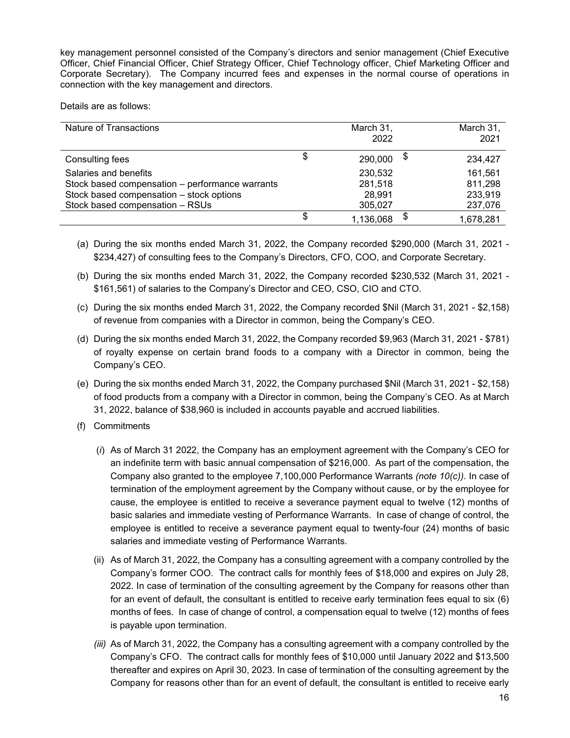key management personnel consisted of the Company's directors and senior management (Chief Executive Officer, Chief Financial Officer, Chief Strategy Officer, Chief Technology officer, Chief Marketing Officer and Corporate Secretary). The Company incurred fees and expenses in the normal course of operations in connection with the key management and directors.

Details are as follows:

| Nature of Transactions | March 31, 2022 | March 31, 2021 |
|---|---|---|
| Consulting fees | $ 290,000 | $ 234,427 |
| Salaries and benefits | 230,532 | 161,561 |
| Stock based compensation – performance warrants | 281,518 | 811,298 |
| Stock based compensation – stock options | 28,991 | 233,919 |
| Stock based compensation – RSUs | 305,027 | 237,076 |
| | $ 1,136,068 | $ 1,678,281 |

(a) During the six months ended March 31, 2022, the Company recorded $290,000 (March 31, 2021 - $234,427) of consulting fees to the Company's Directors, CFO, COO, and Corporate Secretary.

(b) During the six months ended March 31, 2022, the Company recorded $230,532 (March 31, 2021 - $161,561) of salaries to the Company's Director and CEO, CSO, CIO and CTO.

(c) During the six months ended March 31, 2022, the Company recorded $Nil (March 31, 2021 - $2,158) of revenue from companies with a Director in common, being the Company's CEO.

(d) During the six months ended March 31, 2022, the Company recorded $9,963 (March 31, 2021 - $781) of royalty expense on certain brand foods to a company with a Director in common, being the Company's CEO.

(e) During the six months ended March 31, 2022, the Company purchased $Nil (March 31, 2021 - $2,158) of food products from a company with a Director in common, being the Company's CEO. As at March 31, 2022, balance of $38,960 is included in accounts payable and accrued liabilities.

(f) Commitments

   (*i*) As of March 31 2022, the Company has an employment agreement with the Company's CEO for an indefinite term with basic annual compensation of $216,000. As part of the compensation, the Company also granted to the employee 7,100,000 Performance Warrants *(note 10(c))*. In case of termination of the employment agreement by the Company without cause, or by the employee for cause, the employee is entitled to receive a severance payment equal to twelve (12) months of basic salaries and immediate vesting of Performance Warrants. In case of change of control, the employee is entitled to receive a severance payment equal to twenty-four (24) months of basic salaries and immediate vesting of Performance Warrants.

   (ii) As of March 31, 2022, the Company has a consulting agreement with a company controlled by the Company's former COO. The contract calls for monthly fees of $18,000 and expires on July 28, 2022. In case of termination of the consulting agreement by the Company for reasons other than for an event of default, the consultant is entitled to receive early termination fees equal to six (6) months of fees. In case of change of control, a compensation equal to twelve (12) months of fees is payable upon termination.

   *(iii)* As of March 31, 2022, the Company has a consulting agreement with a company controlled by the Company's CFO. The contract calls for monthly fees of $10,000 until January 2022 and $13,500 thereafter and expires on April 30, 2023. In case of termination of the consulting agreement by the Company for reasons other than for an event of default, the consultant is entitled to receive early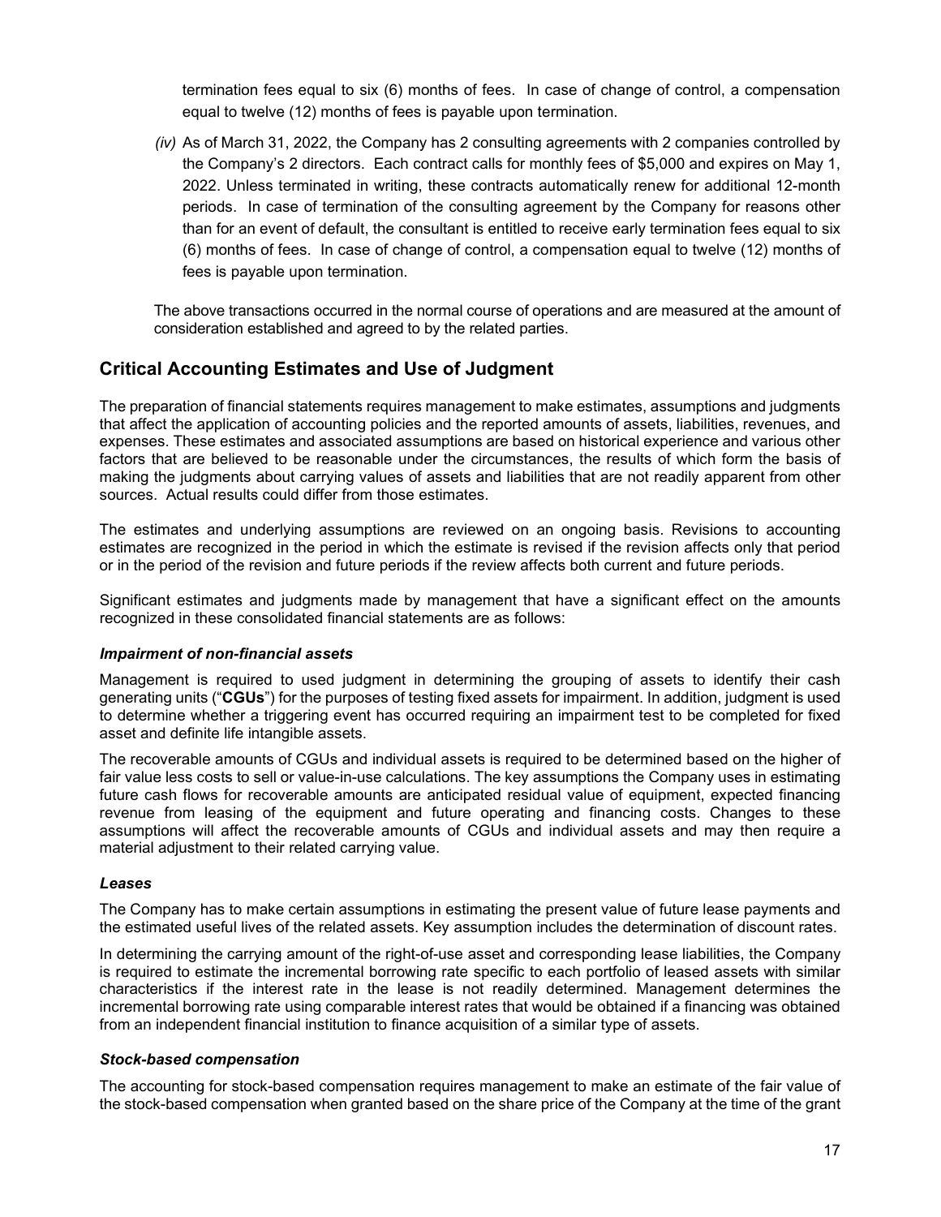termination fees equal to six (6) months of fees. In case of change of control, a compensation equal to twelve (12) months of fees is payable upon termination.

*(iv)* As of March 31, 2022, the Company has 2 consulting agreements with 2 companies controlled by the Company's 2 directors. Each contract calls for monthly fees of $5,000 and expires on May 1, 2022. Unless terminated in writing, these contracts automatically renew for additional 12-month periods. In case of termination of the consulting agreement by the Company for reasons other than for an event of default, the consultant is entitled to receive early termination fees equal to six (6) months of fees. In case of change of control, a compensation equal to twelve (12) months of fees is payable upon termination.

The above transactions occurred in the normal course of operations and are measured at the amount of consideration established and agreed to by the related parties.

## Critical Accounting Estimates and Use of Judgment

The preparation of financial statements requires management to make estimates, assumptions and judgments that affect the application of accounting policies and the reported amounts of assets, liabilities, revenues, and expenses. These estimates and associated assumptions are based on historical experience and various other factors that are believed to be reasonable under the circumstances, the results of which form the basis of making the judgments about carrying values of assets and liabilities that are not readily apparent from other sources. Actual results could differ from those estimates.

The estimates and underlying assumptions are reviewed on an ongoing basis. Revisions to accounting estimates are recognized in the period in which the estimate is revised if the revision affects only that period or in the period of the revision and future periods if the review affects both current and future periods.

Significant estimates and judgments made by management that have a significant effect on the amounts recognized in these consolidated financial statements are as follows:

### *Impairment of non-financial assets*

Management is required to used judgment in determining the grouping of assets to identify their cash generating units ("**CGUs**") for the purposes of testing fixed assets for impairment. In addition, judgment is used to determine whether a triggering event has occurred requiring an impairment test to be completed for fixed asset and definite life intangible assets.

The recoverable amounts of CGUs and individual assets is required to be determined based on the higher of fair value less costs to sell or value-in-use calculations. The key assumptions the Company uses in estimating future cash flows for recoverable amounts are anticipated residual value of equipment, expected financing revenue from leasing of the equipment and future operating and financing costs. Changes to these assumptions will affect the recoverable amounts of CGUs and individual assets and may then require a material adjustment to their related carrying value.

### *Leases*

The Company has to make certain assumptions in estimating the present value of future lease payments and the estimated useful lives of the related assets. Key assumption includes the determination of discount rates.

In determining the carrying amount of the right-of-use asset and corresponding lease liabilities, the Company is required to estimate the incremental borrowing rate specific to each portfolio of leased assets with similar characteristics if the interest rate in the lease is not readily determined. Management determines the incremental borrowing rate using comparable interest rates that would be obtained if a financing was obtained from an independent financial institution to finance acquisition of a similar type of assets.

### *Stock-based compensation*

The accounting for stock-based compensation requires management to make an estimate of the fair value of the stock-based compensation when granted based on the share price of the Company at the time of the grant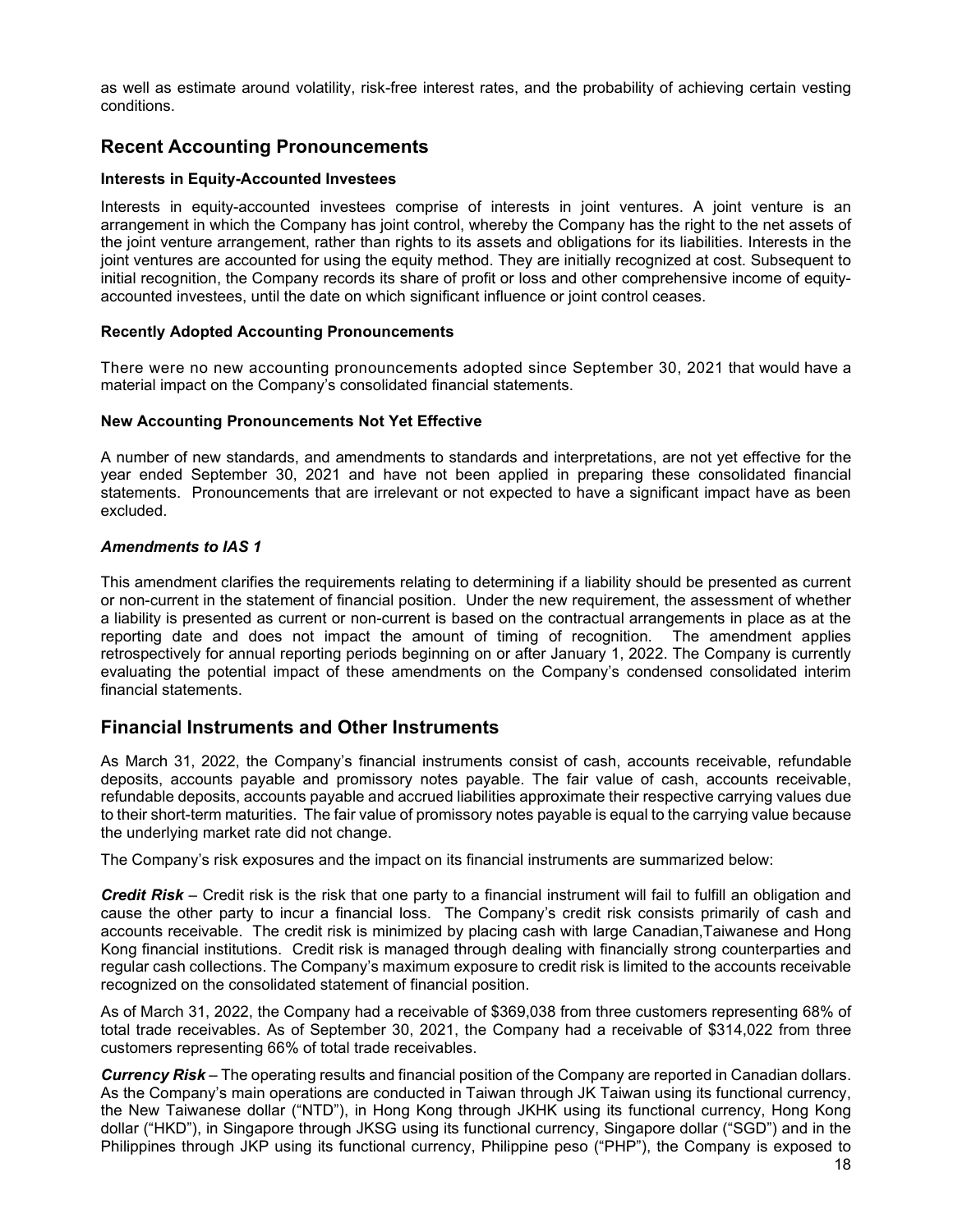as well as estimate around volatility, risk-free interest rates, and the probability of achieving certain vesting conditions.

## Recent Accounting Pronouncements

**Interests in Equity-Accounted Investees**

Interests in equity-accounted investees comprise of interests in joint ventures. A joint venture is an arrangement in which the Company has joint control, whereby the Company has the right to the net assets of the joint venture arrangement, rather than rights to its assets and obligations for its liabilities. Interests in the joint ventures are accounted for using the equity method. They are initially recognized at cost. Subsequent to initial recognition, the Company records its share of profit or loss and other comprehensive income of equity-accounted investees, until the date on which significant influence or joint control ceases.

**Recently Adopted Accounting Pronouncements**

There were no new accounting pronouncements adopted since September 30, 2021 that would have a material impact on the Company's consolidated financial statements.

**New Accounting Pronouncements Not Yet Effective**

A number of new standards, and amendments to standards and interpretations, are not yet effective for the year ended September 30, 2021 and have not been applied in preparing these consolidated financial statements. Pronouncements that are irrelevant or not expected to have a significant impact have as been excluded.

***Amendments to IAS 1***

This amendment clarifies the requirements relating to determining if a liability should be presented as current or non-current in the statement of financial position. Under the new requirement, the assessment of whether a liability is presented as current or non-current is based on the contractual arrangements in place as at the reporting date and does not impact the amount of timing of recognition. The amendment applies retrospectively for annual reporting periods beginning on or after January 1, 2022. The Company is currently evaluating the potential impact of these amendments on the Company's condensed consolidated interim financial statements.

## Financial Instruments and Other Instruments

As March 31, 2022, the Company's financial instruments consist of cash, accounts receivable, refundable deposits, accounts payable and promissory notes payable. The fair value of cash, accounts receivable, refundable deposits, accounts payable and accrued liabilities approximate their respective carrying values due to their short-term maturities. The fair value of promissory notes payable is equal to the carrying value because the underlying market rate did not change.

The Company's risk exposures and the impact on its financial instruments are summarized below:

***Credit Risk*** – Credit risk is the risk that one party to a financial instrument will fail to fulfill an obligation and cause the other party to incur a financial loss. The Company's credit risk consists primarily of cash and accounts receivable. The credit risk is minimized by placing cash with large Canadian,Taiwanese and Hong Kong financial institutions. Credit risk is managed through dealing with financially strong counterparties and regular cash collections. The Company's maximum exposure to credit risk is limited to the accounts receivable recognized on the consolidated statement of financial position.

As of March 31, 2022, the Company had a receivable of $369,038 from three customers representing 68% of total trade receivables. As of September 30, 2021, the Company had a receivable of $314,022 from three customers representing 66% of total trade receivables.

***Currency Risk*** – The operating results and financial position of the Company are reported in Canadian dollars. As the Company's main operations are conducted in Taiwan through JK Taiwan using its functional currency, the New Taiwanese dollar ("NTD"), in Hong Kong through JKHK using its functional currency, Hong Kong dollar ("HKD"), in Singapore through JKSG using its functional currency, Singapore dollar ("SGD") and in the Philippines through JKP using its functional currency, Philippine peso ("PHP"), the Company is exposed to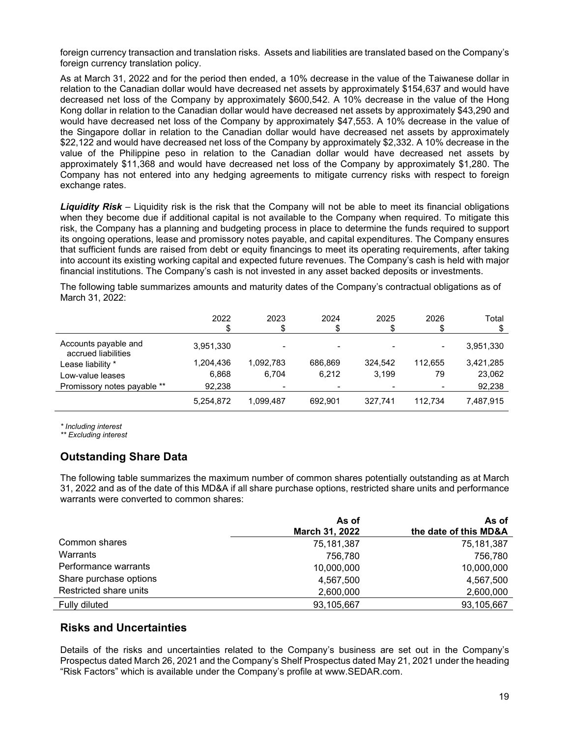foreign currency transaction and translation risks. Assets and liabilities are translated based on the Company's foreign currency translation policy.

As at March 31, 2022 and for the period then ended, a 10% decrease in the value of the Taiwanese dollar in relation to the Canadian dollar would have decreased net assets by approximately $154,637 and would have decreased net loss of the Company by approximately $600,542. A 10% decrease in the value of the Hong Kong dollar in relation to the Canadian dollar would have decreased net assets by approximately $43,290 and would have decreased net loss of the Company by approximately $47,553. A 10% decrease in the value of the Singapore dollar in relation to the Canadian dollar would have decreased net assets by approximately $22,122 and would have decreased net loss of the Company by approximately $2,332. A 10% decrease in the value of the Philippine peso in relation to the Canadian dollar would have decreased net assets by approximately $11,368 and would have decreased net loss of the Company by approximately $1,280. The Company has not entered into any hedging agreements to mitigate currency risks with respect to foreign exchange rates.

***Liquidity Risk*** – Liquidity risk is the risk that the Company will not be able to meet its financial obligations when they become due if additional capital is not available to the Company when required. To mitigate this risk, the Company has a planning and budgeting process in place to determine the funds required to support its ongoing operations, lease and promissory notes payable, and capital expenditures. The Company ensures that sufficient funds are raised from debt or equity financings to meet its operating requirements, after taking into account its existing working capital and expected future revenues. The Company's cash is held with major financial institutions. The Company's cash is not invested in any asset backed deposits or investments.

The following table summarizes amounts and maturity dates of the Company's contractual obligations as of March 31, 2022:

| | 2022<br>$ | 2023<br>$ | 2024<br>$ | 2025<br>$ | 2026<br>$ | Total<br>$ |
|---|---|---|---|---|---|---|
| Accounts payable and accrued liabilities | 3,951,330 | - | - | - | - | 3,951,330 |
| Lease liability * | 1,204,436 | 1,092,783 | 686,869 | 324,542 | 112,655 | 3,421,285 |
| Low-value leases | 6,868 | 6,704 | 6,212 | 3,199 | 79 | 23,062 |
| Promissory notes payable ** | 92,238 | - | - | - | - | 92,238 |
| | 5,254,872 | 1,099,487 | 692,901 | 327,741 | 112,734 | 7,487,915 |

*\* Including interest*
*\*\* Excluding interest*

## Outstanding Share Data

The following table summarizes the maximum number of common shares potentially outstanding as at March 31, 2022 and as of the date of this MD&A if all share purchase options, restricted share units and performance warrants were converted to common shares:

| | **As of March 31, 2022** | **As of the date of this MD&A** |
|---|---|---|
| Common shares | 75,181,387 | 75,181,387 |
| Warrants | 756,780 | 756,780 |
| Performance warrants | 10,000,000 | 10,000,000 |
| Share purchase options | 4,567,500 | 4,567,500 |
| Restricted share units | 2,600,000 | 2,600,000 |
| Fully diluted | 93,105,667 | 93,105,667 |

## Risks and Uncertainties

Details of the risks and uncertainties related to the Company's business are set out in the Company's Prospectus dated March 26, 2021 and the Company's Shelf Prospectus dated May 21, 2021 under the heading "Risk Factors" which is available under the Company's profile at www.SEDAR.com.